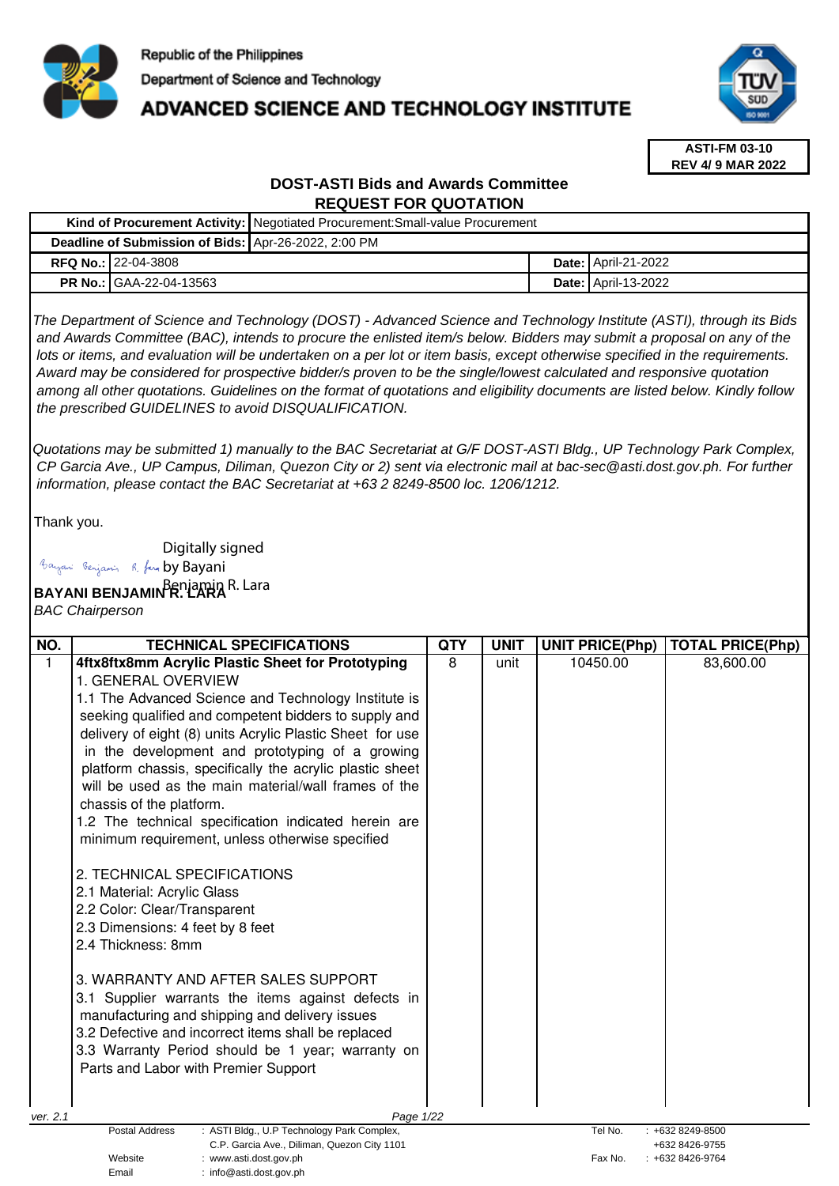Republic of the Philippines
Department of Science and Technology
**ADVANCED SCIENCE AND TECHNOLOGY INSTITUTE**

**ASTI-FM 03-10**
**REV 4/ 9 MAR 2022**

## DOST-ASTI Bids and Awards Committee
## REQUEST FOR QUOTATION

| **Kind of Procurement Activity:** | Negotiated Procurement:Small-value Procurement | | |
|---|---|---|---|
| **Deadline of Submission of Bids:** | Apr-26-2022, 2:00 PM | | |
| **RFQ No.:** | 22-04-3808 | **Date:** | April-21-2022 |
| **PR No.:** | GAA-22-04-13563 | **Date:** | April-13-2022 |

*The Department of Science and Technology (DOST) - Advanced Science and Technology Institute (ASTI), through its Bids and Awards Committee (BAC), intends to procure the enlisted item/s below. Bidders may submit a proposal on any of the lots or items, and evaluation will be undertaken on a per lot or item basis, except otherwise specified in the requirements. Award may be considered for prospective bidder/s proven to be the single/lowest calculated and responsive quotation among all other quotations. Guidelines on the format of quotations and eligibility documents are listed below. Kindly follow the prescribed GUIDELINES to avoid DISQUALIFICATION.*

*Quotations may be submitted 1) manually to the BAC Secretariat at G/F DOST-ASTI Bldg., UP Technology Park Complex, CP Garcia Ave., UP Campus, Diliman, Quezon City or 2) sent via electronic mail at bac-sec@asti.dost.gov.ph. For further information, please contact the BAC Secretariat at +63 2 8249-8500 loc. 1206/1212.*

Thank you.

Digitally signed by Bayani Benjamin R. Lara

**BAYANI BENJAMIN R. LARA**
*BAC Chairperson*

| NO. | TECHNICAL SPECIFICATIONS | QTY | UNIT | UNIT PRICE(Php) | TOTAL PRICE(Php) |
|---|---|---|---|---|---|
| 1 | **4ftx8ftx8mm Acrylic Plastic Sheet for Prototyping**<br>1. GENERAL OVERVIEW<br>1.1 The Advanced Science and Technology Institute is seeking qualified and competent bidders to supply and delivery of eight (8) units Acrylic Plastic Sheet for use in the development and prototyping of a growing platform chassis, specifically the acrylic plastic sheet will be used as the main material/wall frames of the chassis of the platform.<br>1.2 The technical specification indicated herein are minimum requirement, unless otherwise specified<br><br>2. TECHNICAL SPECIFICATIONS<br>2.1 Material: Acrylic Glass<br>2.2 Color: Clear/Transparent<br>2.3 Dimensions: 4 feet by 8 feet<br>2.4 Thickness: 8mm<br><br>3. WARRANTY AND AFTER SALES SUPPORT<br>3.1 Supplier warrants the items against defects in manufacturing and shipping and delivery issues<br>3.2 Defective and incorrect items shall be replaced<br>3.3 Warranty Period should be 1 year; warranty on Parts and Labor with Premier Support | 8 | unit | 10450.00 | 83,600.00 |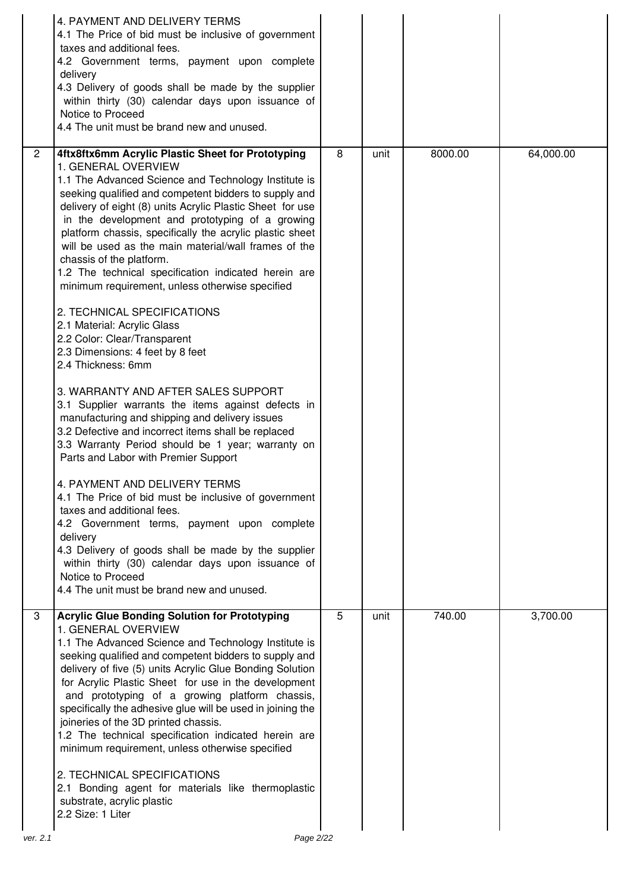| | | | | | |
|---|---|---|---|---|---|
| | 4. PAYMENT AND DELIVERY TERMS<br>4.1 The Price of bid must be inclusive of government taxes and additional fees.<br>4.2 Government terms, payment upon complete delivery<br>4.3 Delivery of goods shall be made by the supplier within thirty (30) calendar days upon issuance of Notice to Proceed<br>4.4 The unit must be brand new and unused. | | | | |
| 2 | **4ftx8ftx6mm Acrylic Plastic Sheet for Prototyping**<br>1. GENERAL OVERVIEW<br>1.1 The Advanced Science and Technology Institute is seeking qualified and competent bidders to supply and delivery of eight (8) units Acrylic Plastic Sheet for use in the development and prototyping of a growing platform chassis, specifically the acrylic plastic sheet will be used as the main material/wall frames of the chassis of the platform.<br>1.2 The technical specification indicated herein are minimum requirement, unless otherwise specified<br><br>2. TECHNICAL SPECIFICATIONS<br>2.1 Material: Acrylic Glass<br>2.2 Color: Clear/Transparent<br>2.3 Dimensions: 4 feet by 8 feet<br>2.4 Thickness: 6mm<br><br>3. WARRANTY AND AFTER SALES SUPPORT<br>3.1 Supplier warrants the items against defects in manufacturing and shipping and delivery issues<br>3.2 Defective and incorrect items shall be replaced<br>3.3 Warranty Period should be 1 year; warranty on Parts and Labor with Premier Support<br><br>4. PAYMENT AND DELIVERY TERMS<br>4.1 The Price of bid must be inclusive of government taxes and additional fees.<br>4.2 Government terms, payment upon complete delivery<br>4.3 Delivery of goods shall be made by the supplier within thirty (30) calendar days upon issuance of Notice to Proceed<br>4.4 The unit must be brand new and unused. | 8 | unit | 8000.00 | 64,000.00 |
| 3 | **Acrylic Glue Bonding Solution for Prototyping**<br>1. GENERAL OVERVIEW<br>1.1 The Advanced Science and Technology Institute is seeking qualified and competent bidders to supply and delivery of five (5) units Acrylic Glue Bonding Solution for Acrylic Plastic Sheet for use in the development and prototyping of a growing platform chassis, specifically the adhesive glue will be used in joining the joineries of the 3D printed chassis.<br>1.2 The technical specification indicated herein are minimum requirement, unless otherwise specified<br><br>2. TECHNICAL SPECIFICATIONS<br>2.1 Bonding agent for materials like thermoplastic substrate, acrylic plastic<br>2.2 Size: 1 Liter | 5 | unit | 740.00 | 3,700.00 |

ver. 2.1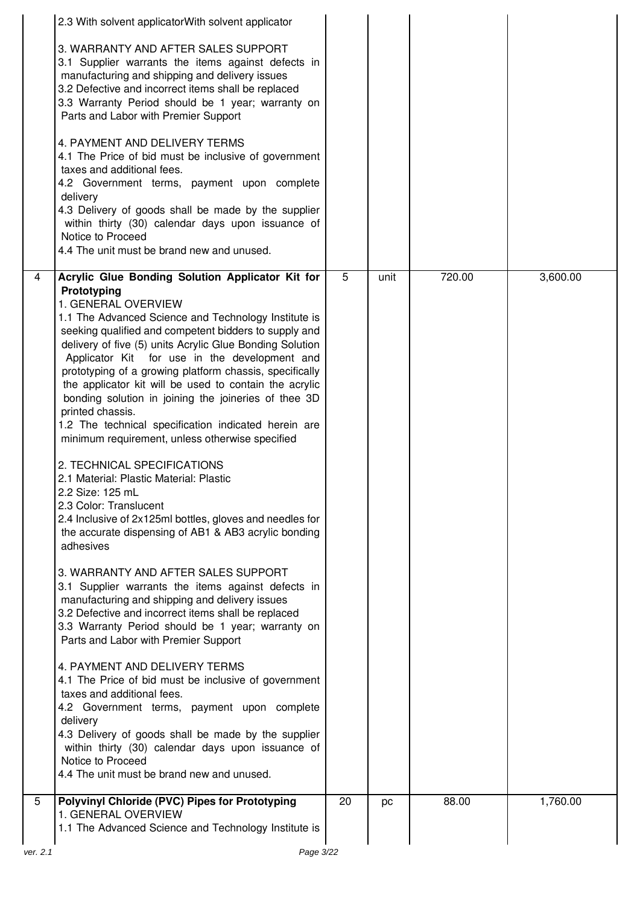| | | | | | |
|---|---|---|---|---|---|
| | 2.3 With solvent applicatorWith solvent applicator<br><br>3. WARRANTY AND AFTER SALES SUPPORT<br>3.1 Supplier warrants the items against defects in manufacturing and shipping and delivery issues<br>3.2 Defective and incorrect items shall be replaced<br>3.3 Warranty Period should be 1 year; warranty on Parts and Labor with Premier Support<br><br>4. PAYMENT AND DELIVERY TERMS<br>4.1 The Price of bid must be inclusive of government taxes and additional fees.<br>4.2 Government terms, payment upon complete delivery<br>4.3 Delivery of goods shall be made by the supplier within thirty (30) calendar days upon issuance of Notice to Proceed<br>4.4 The unit must be brand new and unused. | | | | |
| 4 | **Acrylic Glue Bonding Solution Applicator Kit for Prototyping**<br>1. GENERAL OVERVIEW<br>1.1 The Advanced Science and Technology Institute is seeking qualified and competent bidders to supply and delivery of five (5) units Acrylic Glue Bonding Solution Applicator Kit for use in the development and prototyping of a growing platform chassis, specifically the applicator kit will be used to contain the acrylic bonding solution in joining the joineries of thee 3D printed chassis.<br>1.2 The technical specification indicated herein are minimum requirement, unless otherwise specified<br><br>2. TECHNICAL SPECIFICATIONS<br>2.1 Material: Plastic Material: Plastic<br>2.2 Size: 125 mL<br>2.3 Color: Translucent<br>2.4 Inclusive of 2x125ml bottles, gloves and needles for the accurate dispensing of AB1 & AB3 acrylic bonding adhesives<br><br>3. WARRANTY AND AFTER SALES SUPPORT<br>3.1 Supplier warrants the items against defects in manufacturing and shipping and delivery issues<br>3.2 Defective and incorrect items shall be replaced<br>3.3 Warranty Period should be 1 year; warranty on Parts and Labor with Premier Support<br><br>4. PAYMENT AND DELIVERY TERMS<br>4.1 The Price of bid must be inclusive of government taxes and additional fees.<br>4.2 Government terms, payment upon complete delivery<br>4.3 Delivery of goods shall be made by the supplier within thirty (30) calendar days upon issuance of Notice to Proceed<br>4.4 The unit must be brand new and unused. | 5 | unit | 720.00 | 3,600.00 |
| 5 | **Polyvinyl Chloride (PVC) Pipes for Prototyping**<br>1. GENERAL OVERVIEW<br>1.1 The Advanced Science and Technology Institute is | 20 | pc | 88.00 | 1,760.00 |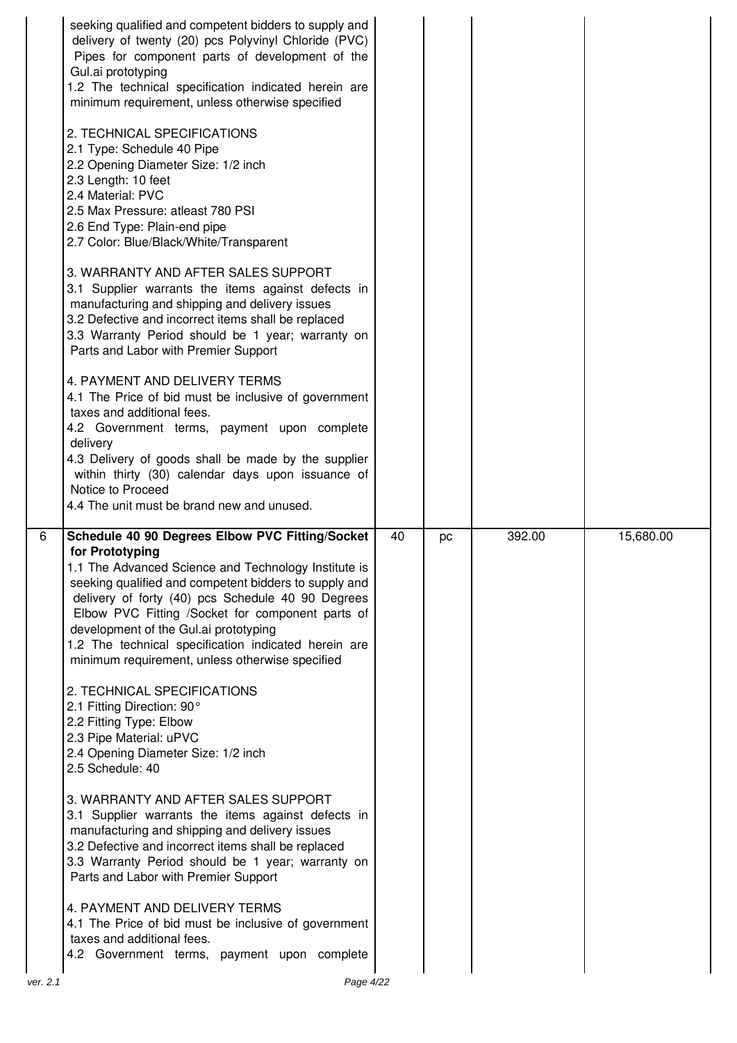| | | | | | |
|---|---|---|---|---|---|
| | seeking qualified and competent bidders to supply and delivery of twenty (20) pcs Polyvinyl Chloride (PVC) Pipes for component parts of development of the Gul.ai prototyping<br>1.2 The technical specification indicated herein are minimum requirement, unless otherwise specified<br><br>2. TECHNICAL SPECIFICATIONS<br>2.1 Type: Schedule 40 Pipe<br>2.2 Opening Diameter Size: 1/2 inch<br>2.3 Length: 10 feet<br>2.4 Material: PVC<br>2.5 Max Pressure: atleast 780 PSI<br>2.6 End Type: Plain-end pipe<br>2.7 Color: Blue/Black/White/Transparent<br><br>3. WARRANTY AND AFTER SALES SUPPORT<br>3.1 Supplier warrants the items against defects in manufacturing and shipping and delivery issues<br>3.2 Defective and incorrect items shall be replaced<br>3.3 Warranty Period should be 1 year; warranty on Parts and Labor with Premier Support<br><br>4. PAYMENT AND DELIVERY TERMS<br>4.1 The Price of bid must be inclusive of government taxes and additional fees.<br>4.2 Government terms, payment upon complete delivery<br>4.3 Delivery of goods shall be made by the supplier within thirty (30) calendar days upon issuance of Notice to Proceed<br>4.4 The unit must be brand new and unused. | | | | |
| 6 | **Schedule 40 90 Degrees Elbow PVC Fitting/Socket for Prototyping**<br>1.1 The Advanced Science and Technology Institute is seeking qualified and competent bidders to supply and delivery of forty (40) pcs Schedule 40 90 Degrees Elbow PVC Fitting /Socket for component parts of development of the Gul.ai prototyping<br>1.2 The technical specification indicated herein are minimum requirement, unless otherwise specified<br><br>2. TECHNICAL SPECIFICATIONS<br>2.1 Fitting Direction: 90°<br>2.2 Fitting Type: Elbow<br>2.3 Pipe Material: uPVC<br>2.4 Opening Diameter Size: 1/2 inch<br>2.5 Schedule: 40<br><br>3. WARRANTY AND AFTER SALES SUPPORT<br>3.1 Supplier warrants the items against defects in manufacturing and shipping and delivery issues<br>3.2 Defective and incorrect items shall be replaced<br>3.3 Warranty Period should be 1 year; warranty on Parts and Labor with Premier Support<br><br>4. PAYMENT AND DELIVERY TERMS<br>4.1 The Price of bid must be inclusive of government taxes and additional fees.<br>4.2 Government terms, payment upon complete | 40 | pc | 392.00 | 15,680.00 |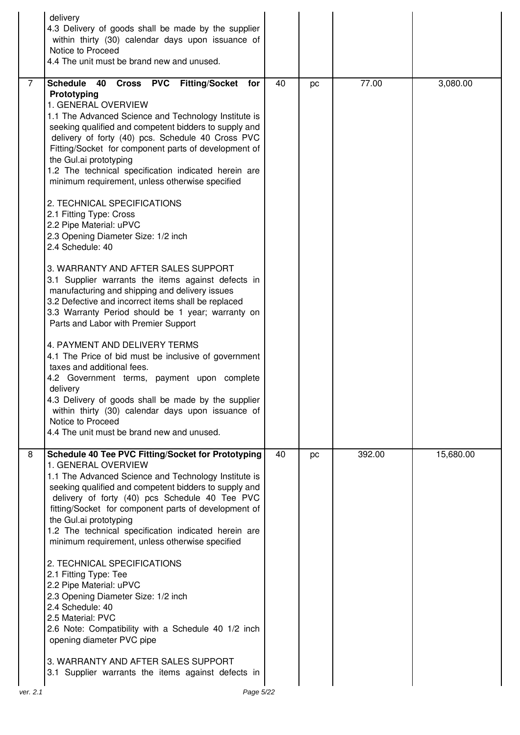| | | | | | |
|---|---|---|---|---|---|
| | delivery<br>4.3 Delivery of goods shall be made by the supplier within thirty (30) calendar days upon issuance of Notice to Proceed<br>4.4 The unit must be brand new and unused. | | | | |
| 7 | **Schedule 40 Cross PVC Fitting/Socket for Prototyping**<br>1. GENERAL OVERVIEW<br>1.1 The Advanced Science and Technology Institute is seeking qualified and competent bidders to supply and delivery of forty (40) pcs. Schedule 40 Cross PVC Fitting/Socket for component parts of development of the Gul.ai prototyping<br>1.2 The technical specification indicated herein are minimum requirement, unless otherwise specified<br><br>2. TECHNICAL SPECIFICATIONS<br>2.1 Fitting Type: Cross<br>2.2 Pipe Material: uPVC<br>2.3 Opening Diameter Size: 1/2 inch<br>2.4 Schedule: 40<br><br>3. WARRANTY AND AFTER SALES SUPPORT<br>3.1 Supplier warrants the items against defects in manufacturing and shipping and delivery issues<br>3.2 Defective and incorrect items shall be replaced<br>3.3 Warranty Period should be 1 year; warranty on Parts and Labor with Premier Support<br><br>4. PAYMENT AND DELIVERY TERMS<br>4.1 The Price of bid must be inclusive of government taxes and additional fees.<br>4.2 Government terms, payment upon complete delivery<br>4.3 Delivery of goods shall be made by the supplier within thirty (30) calendar days upon issuance of Notice to Proceed<br>4.4 The unit must be brand new and unused. | 40 | pc | 77.00 | 3,080.00 |
| 8 | **Schedule 40 Tee PVC Fitting/Socket for Prototyping**<br>1. GENERAL OVERVIEW<br>1.1 The Advanced Science and Technology Institute is seeking qualified and competent bidders to supply and delivery of forty (40) pcs Schedule 40 Tee PVC fitting/Socket for component parts of development of the Gul.ai prototyping<br>1.2 The technical specification indicated herein are minimum requirement, unless otherwise specified<br><br>2. TECHNICAL SPECIFICATIONS<br>2.1 Fitting Type: Tee<br>2.2 Pipe Material: uPVC<br>2.3 Opening Diameter Size: 1/2 inch<br>2.4 Schedule: 40<br>2.5 Material: PVC<br>2.6 Note: Compatibility with a Schedule 40 1/2 inch opening diameter PVC pipe<br><br>3. WARRANTY AND AFTER SALES SUPPORT<br>3.1 Supplier warrants the items against defects in | 40 | pc | 392.00 | 15,680.00 |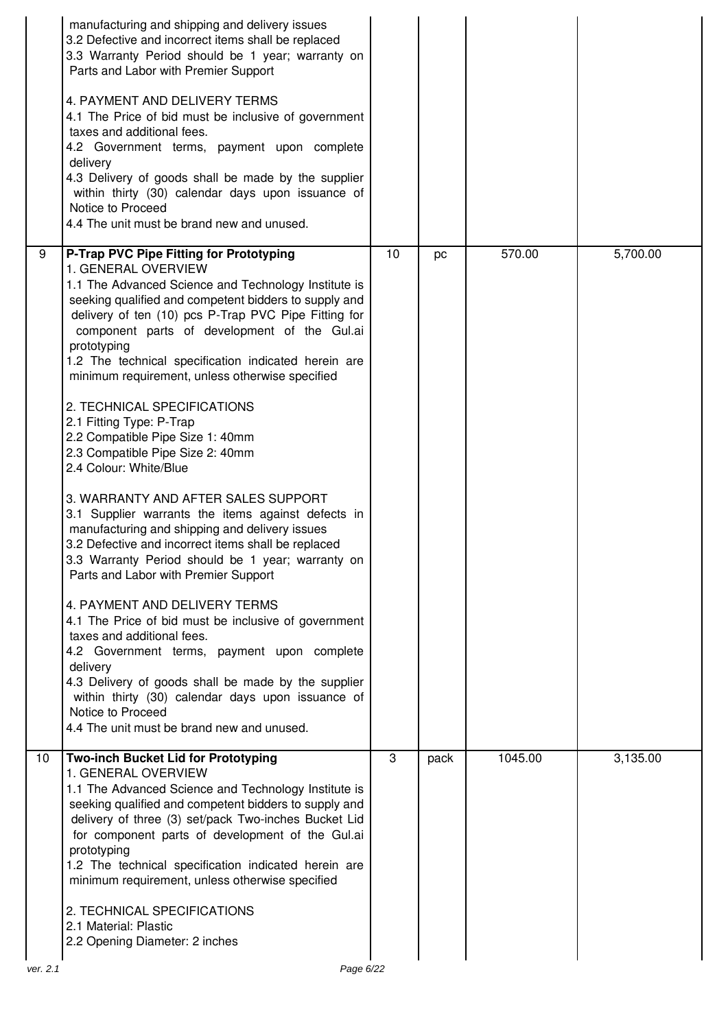| | | | | | |
|---|---|---|---|---|---|
| | manufacturing and shipping and delivery issues<br>3.2 Defective and incorrect items shall be replaced<br>3.3 Warranty Period should be 1 year; warranty on Parts and Labor with Premier Support<br><br>4. PAYMENT AND DELIVERY TERMS<br>4.1 The Price of bid must be inclusive of government taxes and additional fees.<br>4.2 Government terms, payment upon complete delivery<br>4.3 Delivery of goods shall be made by the supplier within thirty (30) calendar days upon issuance of Notice to Proceed<br>4.4 The unit must be brand new and unused. | | | | |
| 9 | **P-Trap PVC Pipe Fitting for Prototyping**<br>1. GENERAL OVERVIEW<br>1.1 The Advanced Science and Technology Institute is seeking qualified and competent bidders to supply and delivery of ten (10) pcs P-Trap PVC Pipe Fitting for component parts of development of the Gul.ai prototyping<br>1.2 The technical specification indicated herein are minimum requirement, unless otherwise specified<br><br>2. TECHNICAL SPECIFICATIONS<br>2.1 Fitting Type: P-Trap<br>2.2 Compatible Pipe Size 1: 40mm<br>2.3 Compatible Pipe Size 2: 40mm<br>2.4 Colour: White/Blue<br><br>3. WARRANTY AND AFTER SALES SUPPORT<br>3.1 Supplier warrants the items against defects in manufacturing and shipping and delivery issues<br>3.2 Defective and incorrect items shall be replaced<br>3.3 Warranty Period should be 1 year; warranty on Parts and Labor with Premier Support<br><br>4. PAYMENT AND DELIVERY TERMS<br>4.1 The Price of bid must be inclusive of government taxes and additional fees.<br>4.2 Government terms, payment upon complete delivery<br>4.3 Delivery of goods shall be made by the supplier within thirty (30) calendar days upon issuance of Notice to Proceed<br>4.4 The unit must be brand new and unused. | 10 | pc | 570.00 | 5,700.00 |
| 10 | **Two-inch Bucket Lid for Prototyping**<br>1. GENERAL OVERVIEW<br>1.1 The Advanced Science and Technology Institute is seeking qualified and competent bidders to supply and delivery of three (3) set/pack Two-inches Bucket Lid for component parts of development of the Gul.ai prototyping<br>1.2 The technical specification indicated herein are minimum requirement, unless otherwise specified<br><br>2. TECHNICAL SPECIFICATIONS<br>2.1 Material: Plastic<br>2.2 Opening Diameter: 2 inches | 3 | pack | 1045.00 | 3,135.00 |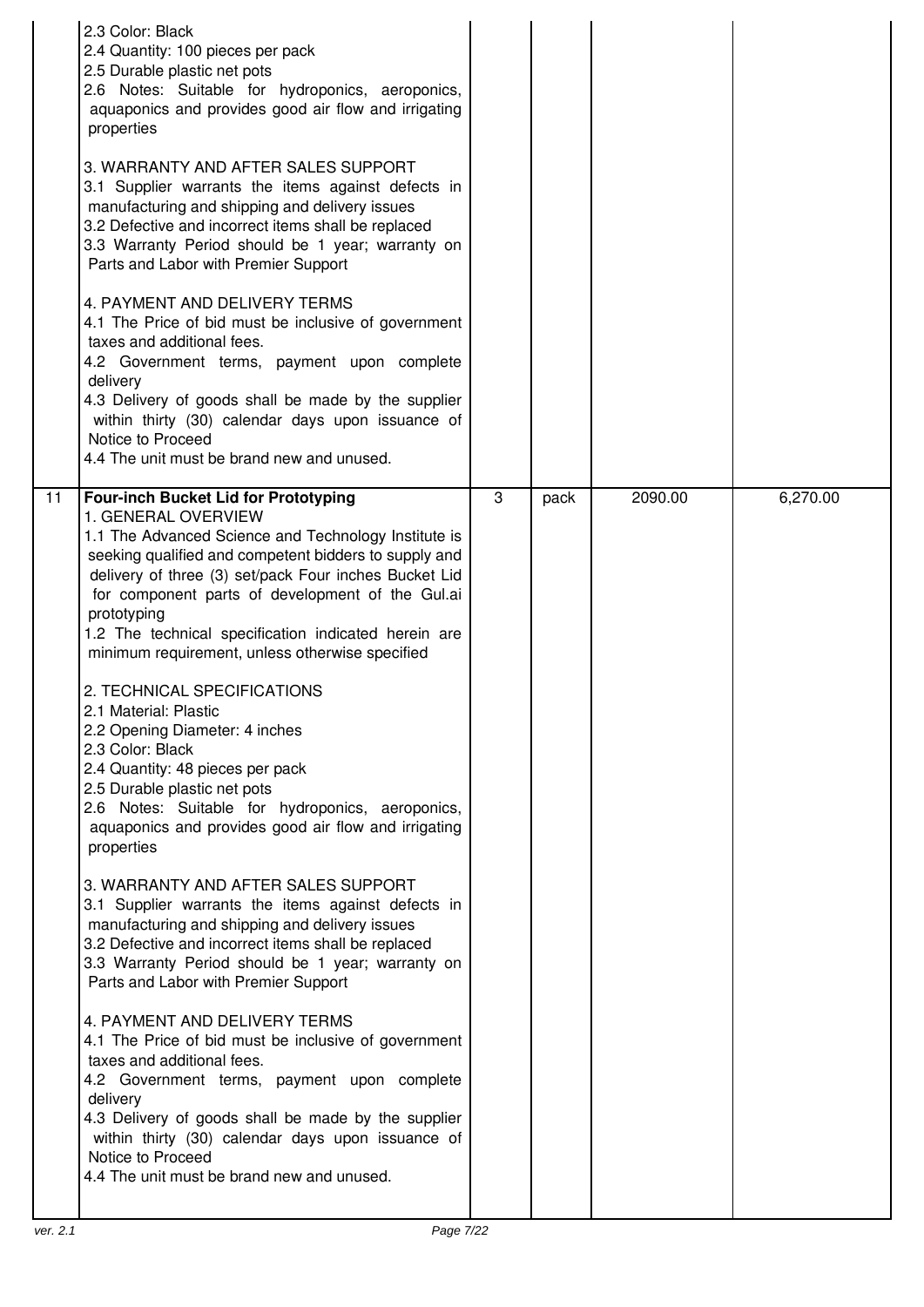| | | | | | |
|---|---|---|---|---|---|
| | 2.3 Color: Black<br>2.4 Quantity: 100 pieces per pack<br>2.5 Durable plastic net pots<br>2.6 Notes: Suitable for hydroponics, aeroponics, aquaponics and provides good air flow and irrigating properties<br><br>3. WARRANTY AND AFTER SALES SUPPORT<br>3.1 Supplier warrants the items against defects in manufacturing and shipping and delivery issues<br>3.2 Defective and incorrect items shall be replaced<br>3.3 Warranty Period should be 1 year; warranty on Parts and Labor with Premier Support<br><br>4. PAYMENT AND DELIVERY TERMS<br>4.1 The Price of bid must be inclusive of government taxes and additional fees.<br>4.2 Government terms, payment upon complete delivery<br>4.3 Delivery of goods shall be made by the supplier within thirty (30) calendar days upon issuance of Notice to Proceed<br>4.4 The unit must be brand new and unused. | | | | |
| 11 | **Four-inch Bucket Lid for Prototyping**<br>1. GENERAL OVERVIEW<br>1.1 The Advanced Science and Technology Institute is seeking qualified and competent bidders to supply and delivery of three (3) set/pack Four inches Bucket Lid for component parts of development of the Gul.ai prototyping<br>1.2 The technical specification indicated herein are minimum requirement, unless otherwise specified<br><br>2. TECHNICAL SPECIFICATIONS<br>2.1 Material: Plastic<br>2.2 Opening Diameter: 4 inches<br>2.3 Color: Black<br>2.4 Quantity: 48 pieces per pack<br>2.5 Durable plastic net pots<br>2.6 Notes: Suitable for hydroponics, aeroponics, aquaponics and provides good air flow and irrigating properties<br><br>3. WARRANTY AND AFTER SALES SUPPORT<br>3.1 Supplier warrants the items against defects in manufacturing and shipping and delivery issues<br>3.2 Defective and incorrect items shall be replaced<br>3.3 Warranty Period should be 1 year; warranty on Parts and Labor with Premier Support<br><br>4. PAYMENT AND DELIVERY TERMS<br>4.1 The Price of bid must be inclusive of government taxes and additional fees.<br>4.2 Government terms, payment upon complete delivery<br>4.3 Delivery of goods shall be made by the supplier within thirty (30) calendar days upon issuance of Notice to Proceed<br>4.4 The unit must be brand new and unused. | 3 | pack | 2090.00 | 6,270.00 |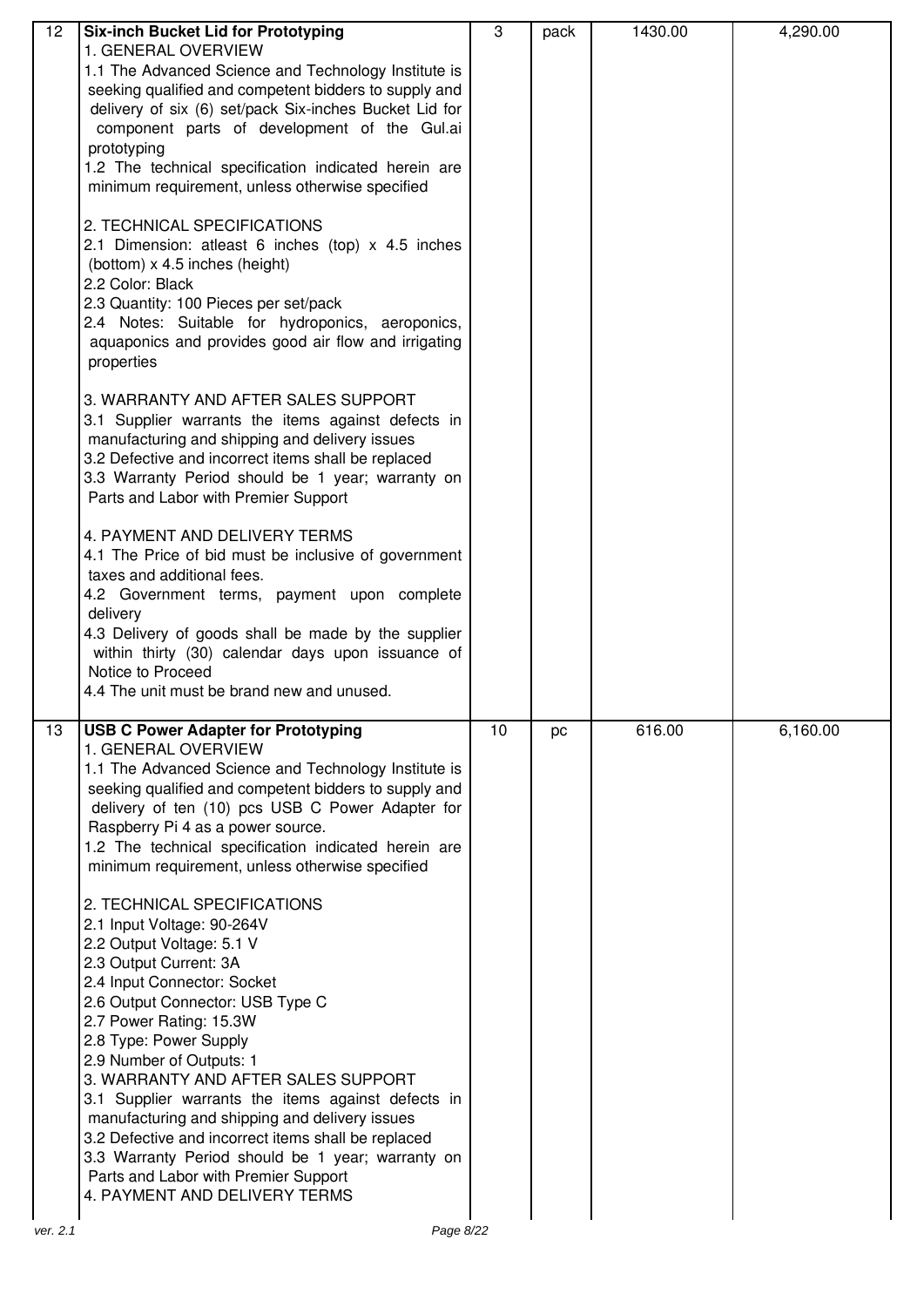| 12 | **Six-inch Bucket Lid for Prototyping**<br>1. GENERAL OVERVIEW<br>1.1 The Advanced Science and Technology Institute is seeking qualified and competent bidders to supply and delivery of six (6) set/pack Six-inches Bucket Lid for component parts of development of the Gul.ai prototyping<br>1.2 The technical specification indicated herein are minimum requirement, unless otherwise specified<br><br>2. TECHNICAL SPECIFICATIONS<br>2.1 Dimension: atleast 6 inches (top) x 4.5 inches (bottom) x 4.5 inches (height)<br>2.2 Color: Black<br>2.3 Quantity: 100 Pieces per set/pack<br>2.4 Notes: Suitable for hydroponics, aeroponics, aquaponics and provides good air flow and irrigating properties<br><br>3. WARRANTY AND AFTER SALES SUPPORT<br>3.1 Supplier warrants the items against defects in manufacturing and shipping and delivery issues<br>3.2 Defective and incorrect items shall be replaced<br>3.3 Warranty Period should be 1 year; warranty on Parts and Labor with Premier Support<br><br>4. PAYMENT AND DELIVERY TERMS<br>4.1 The Price of bid must be inclusive of government taxes and additional fees.<br>4.2 Government terms, payment upon complete delivery<br>4.3 Delivery of goods shall be made by the supplier within thirty (30) calendar days upon issuance of Notice to Proceed<br>4.4 The unit must be brand new and unused. | 3 | pack | 1430.00 | 4,290.00 |
|---|---|---|---|---|---|
| 13 | **USB C Power Adapter for Prototyping**<br>1. GENERAL OVERVIEW<br>1.1 The Advanced Science and Technology Institute is seeking qualified and competent bidders to supply and delivery of ten (10) pcs USB C Power Adapter for Raspberry Pi 4 as a power source.<br>1.2 The technical specification indicated herein are minimum requirement, unless otherwise specified<br><br>2. TECHNICAL SPECIFICATIONS<br>2.1 Input Voltage: 90-264V<br>2.2 Output Voltage: 5.1 V<br>2.3 Output Current: 3A<br>2.4 Input Connector: Socket<br>2.6 Output Connector: USB Type C<br>2.7 Power Rating: 15.3W<br>2.8 Type: Power Supply<br>2.9 Number of Outputs: 1<br>3. WARRANTY AND AFTER SALES SUPPORT<br>3.1 Supplier warrants the items against defects in manufacturing and shipping and delivery issues<br>3.2 Defective and incorrect items shall be replaced<br>3.3 Warranty Period should be 1 year; warranty on Parts and Labor with Premier Support<br>4. PAYMENT AND DELIVERY TERMS | 10 | pc | 616.00 | 6,160.00 |

ver. 2.1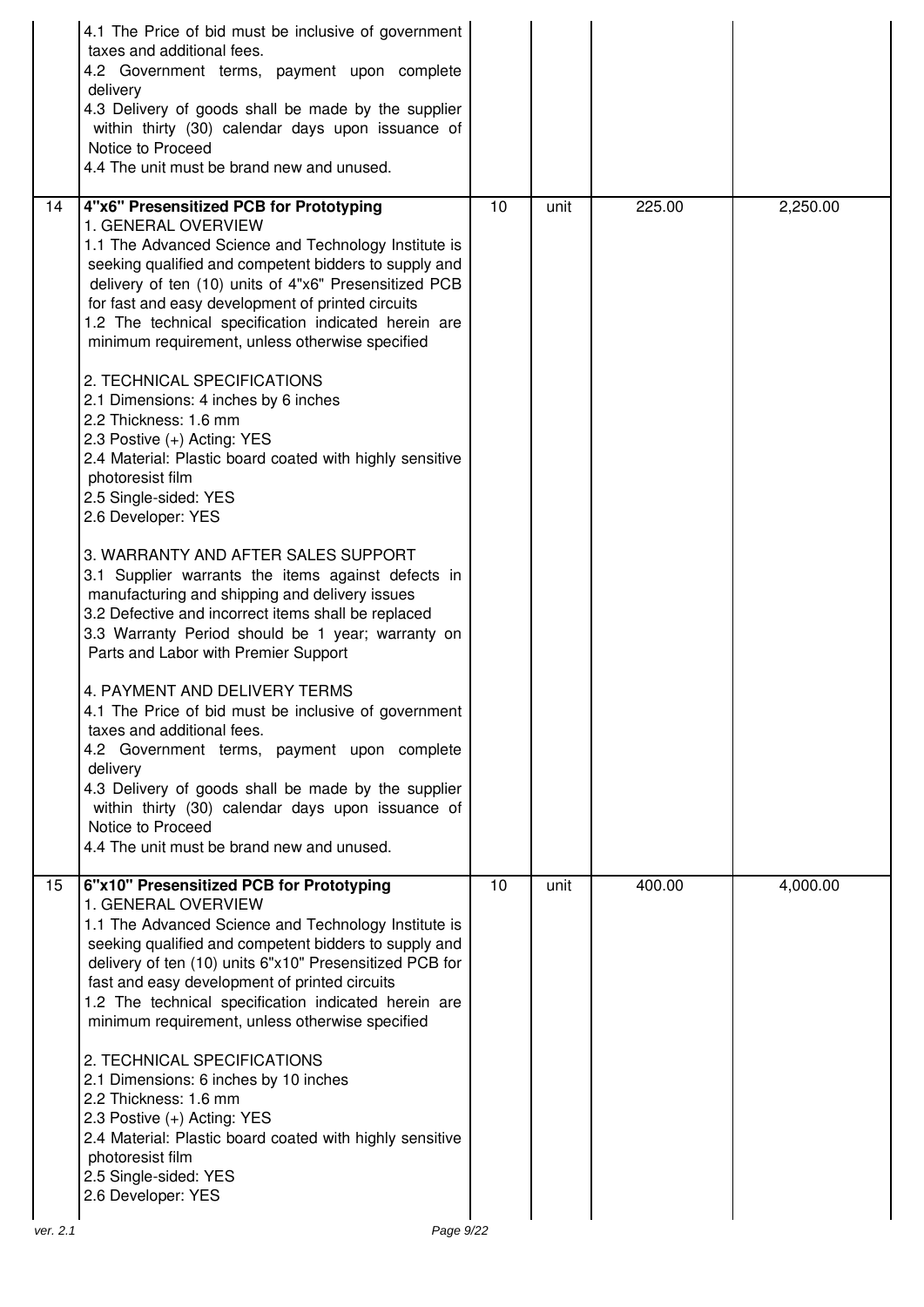| | | | | | |
|---|---|---|---|---|---|
| | 4.1 The Price of bid must be inclusive of government taxes and additional fees.<br>4.2 Government terms, payment upon complete delivery<br>4.3 Delivery of goods shall be made by the supplier within thirty (30) calendar days upon issuance of Notice to Proceed<br>4.4 The unit must be brand new and unused. | | | | |
| 14 | **4"x6" Presensitized PCB for Prototyping**<br>1. GENERAL OVERVIEW<br>1.1 The Advanced Science and Technology Institute is seeking qualified and competent bidders to supply and delivery of ten (10) units of 4"x6" Presensitized PCB for fast and easy development of printed circuits<br>1.2 The technical specification indicated herein are minimum requirement, unless otherwise specified<br><br>2. TECHNICAL SPECIFICATIONS<br>2.1 Dimensions: 4 inches by 6 inches<br>2.2 Thickness: 1.6 mm<br>2.3 Postive (+) Acting: YES<br>2.4 Material: Plastic board coated with highly sensitive photoresist film<br>2.5 Single-sided: YES<br>2.6 Developer: YES<br><br>3. WARRANTY AND AFTER SALES SUPPORT<br>3.1 Supplier warrants the items against defects in manufacturing and shipping and delivery issues<br>3.2 Defective and incorrect items shall be replaced<br>3.3 Warranty Period should be 1 year; warranty on Parts and Labor with Premier Support<br><br>4. PAYMENT AND DELIVERY TERMS<br>4.1 The Price of bid must be inclusive of government taxes and additional fees.<br>4.2 Government terms, payment upon complete delivery<br>4.3 Delivery of goods shall be made by the supplier within thirty (30) calendar days upon issuance of Notice to Proceed<br>4.4 The unit must be brand new and unused. | 10 | unit | 225.00 | 2,250.00 |
| 15 | **6"x10" Presensitized PCB for Prototyping**<br>1. GENERAL OVERVIEW<br>1.1 The Advanced Science and Technology Institute is seeking qualified and competent bidders to supply and delivery of ten (10) units 6"x10" Presensitized PCB for fast and easy development of printed circuits<br>1.2 The technical specification indicated herein are minimum requirement, unless otherwise specified<br><br>2. TECHNICAL SPECIFICATIONS<br>2.1 Dimensions: 6 inches by 10 inches<br>2.2 Thickness: 1.6 mm<br>2.3 Postive (+) Acting: YES<br>2.4 Material: Plastic board coated with highly sensitive photoresist film<br>2.5 Single-sided: YES<br>2.6 Developer: YES | 10 | unit | 400.00 | 4,000.00 |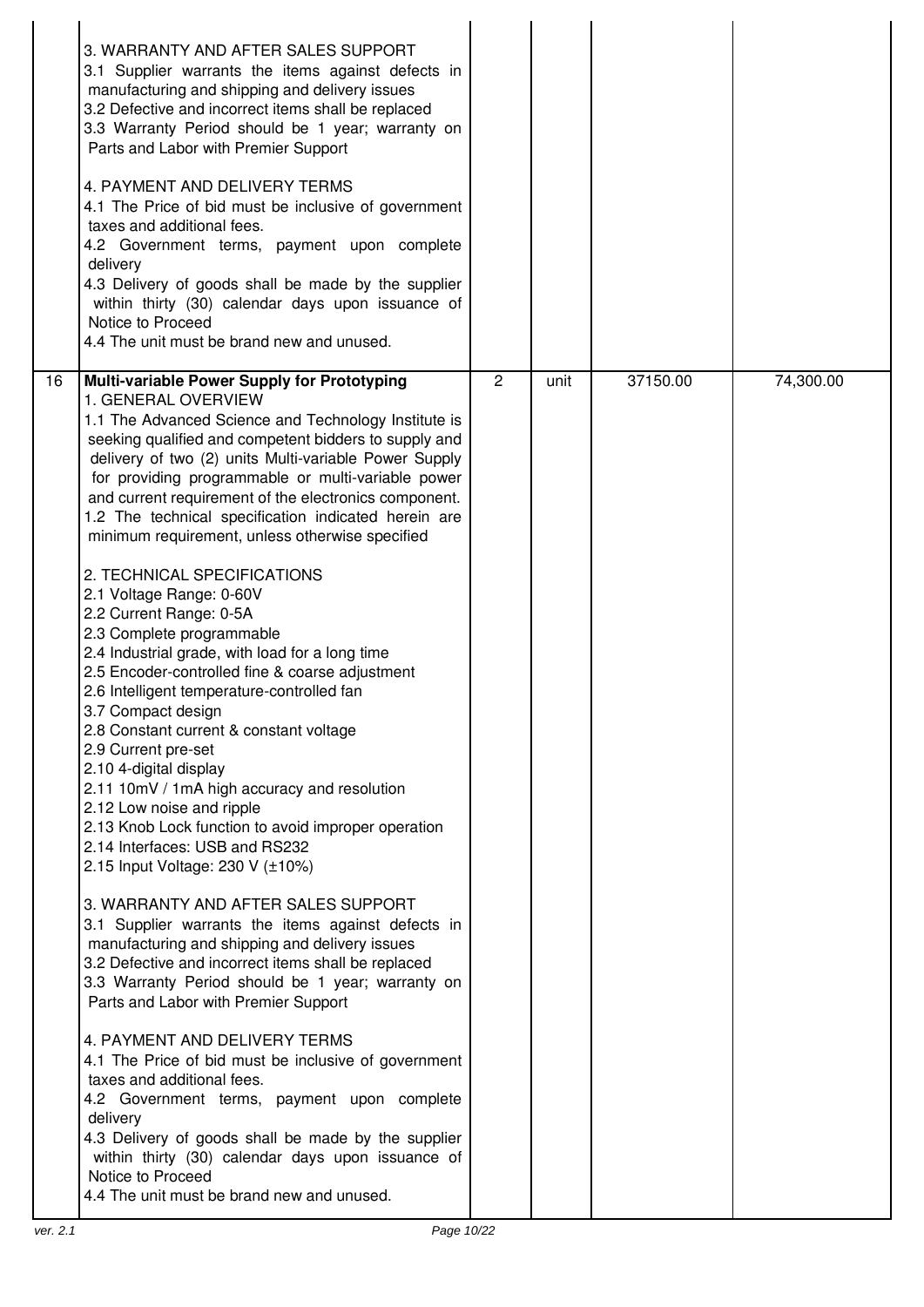| | | | | | |
|---|---|---|---|---|---|
| | 3. WARRANTY AND AFTER SALES SUPPORT<br>3.1 Supplier warrants the items against defects in manufacturing and shipping and delivery issues<br>3.2 Defective and incorrect items shall be replaced<br>3.3 Warranty Period should be 1 year; warranty on Parts and Labor with Premier Support<br><br>4. PAYMENT AND DELIVERY TERMS<br>4.1 The Price of bid must be inclusive of government taxes and additional fees.<br>4.2 Government terms, payment upon complete delivery<br>4.3 Delivery of goods shall be made by the supplier within thirty (30) calendar days upon issuance of Notice to Proceed<br>4.4 The unit must be brand new and unused. | | | | |
| 16 | **Multi-variable Power Supply for Prototyping**<br>1. GENERAL OVERVIEW<br>1.1 The Advanced Science and Technology Institute is seeking qualified and competent bidders to supply and delivery of two (2) units Multi-variable Power Supply for providing programmable or multi-variable power and current requirement of the electronics component.<br>1.2 The technical specification indicated herein are minimum requirement, unless otherwise specified<br><br>2. TECHNICAL SPECIFICATIONS<br>2.1 Voltage Range: 0-60V<br>2.2 Current Range: 0-5A<br>2.3 Complete programmable<br>2.4 Industrial grade, with load for a long time<br>2.5 Encoder-controlled fine & coarse adjustment<br>2.6 Intelligent temperature-controlled fan<br>2.7 Compact design<br>2.8 Constant current & constant voltage<br>2.9 Current pre-set<br>2.10 4-digital display<br>2.11 10mV / 1mA high accuracy and resolution<br>2.12 Low noise and ripple<br>2.13 Knob Lock function to avoid improper operation<br>2.14 Interfaces: USB and RS232<br>2.15 Input Voltage: 230 V (±10%)<br><br>3. WARRANTY AND AFTER SALES SUPPORT<br>3.1 Supplier warrants the items against defects in manufacturing and shipping and delivery issues<br>3.2 Defective and incorrect items shall be replaced<br>3.3 Warranty Period should be 1 year; warranty on Parts and Labor with Premier Support<br><br>4. PAYMENT AND DELIVERY TERMS<br>4.1 The Price of bid must be inclusive of government taxes and additional fees.<br>4.2 Government terms, payment upon complete delivery<br>4.3 Delivery of goods shall be made by the supplier within thirty (30) calendar days upon issuance of Notice to Proceed<br>4.4 The unit must be brand new and unused. | 2 | unit | 37150.00 | 74,300.00 |

ver. 2.1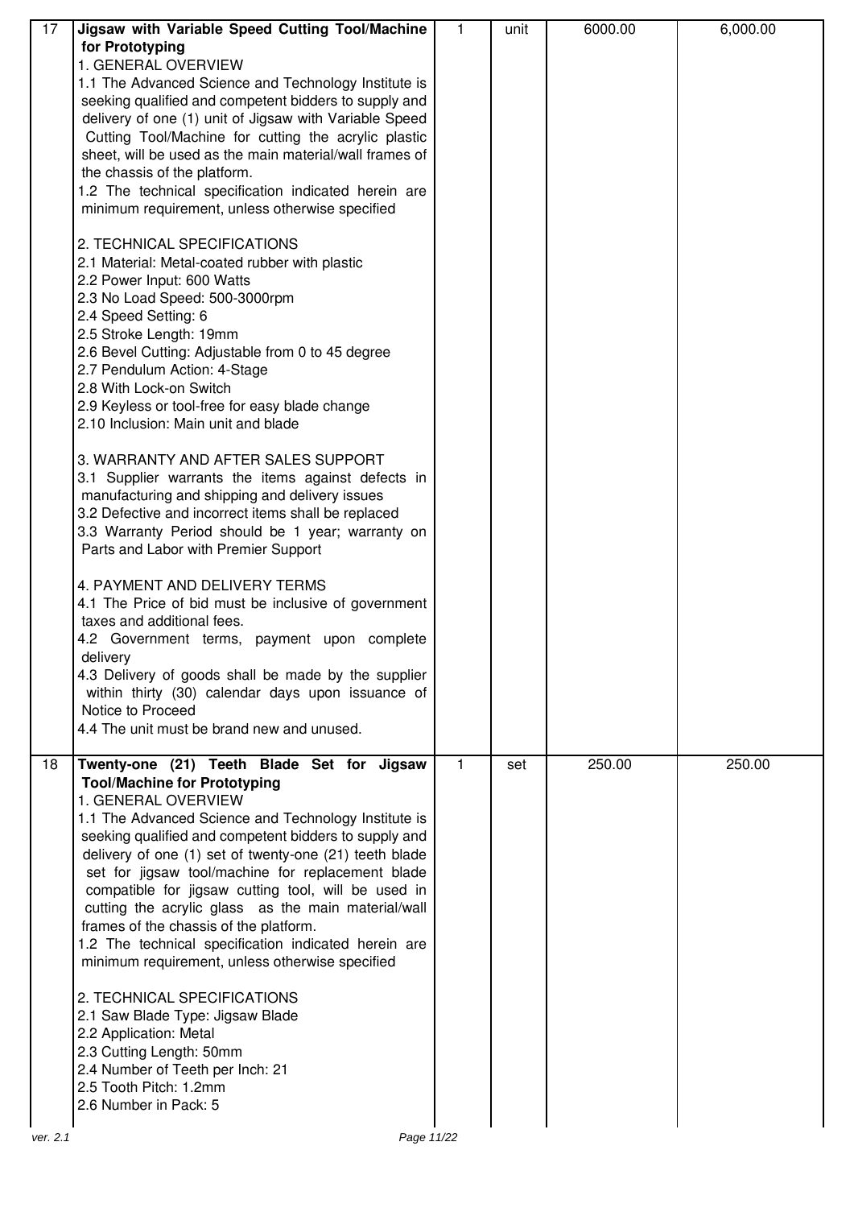| | | | | | |
|---|---|---|---|---|---|
| 17 | **Jigsaw with Variable Speed Cutting Tool/Machine for Prototyping**<br>1. GENERAL OVERVIEW<br>1.1 The Advanced Science and Technology Institute is seeking qualified and competent bidders to supply and delivery of one (1) unit of Jigsaw with Variable Speed Cutting Tool/Machine for cutting the acrylic plastic sheet, will be used as the main material/wall frames of the chassis of the platform.<br>1.2 The technical specification indicated herein are minimum requirement, unless otherwise specified<br><br>2. TECHNICAL SPECIFICATIONS<br>2.1 Material: Metal-coated rubber with plastic<br>2.2 Power Input: 600 Watts<br>2.3 No Load Speed: 500-3000rpm<br>2.4 Speed Setting: 6<br>2.5 Stroke Length: 19mm<br>2.6 Bevel Cutting: Adjustable from 0 to 45 degree<br>2.7 Pendulum Action: 4-Stage<br>2.8 With Lock-on Switch<br>2.9 Keyless or tool-free for easy blade change<br>2.10 Inclusion: Main unit and blade<br><br>3. WARRANTY AND AFTER SALES SUPPORT<br>3.1 Supplier warrants the items against defects in manufacturing and shipping and delivery issues<br>3.2 Defective and incorrect items shall be replaced<br>3.3 Warranty Period should be 1 year; warranty on Parts and Labor with Premier Support<br><br>4. PAYMENT AND DELIVERY TERMS<br>4.1 The Price of bid must be inclusive of government taxes and additional fees.<br>4.2 Government terms, payment upon complete delivery<br>4.3 Delivery of goods shall be made by the supplier within thirty (30) calendar days upon issuance of Notice to Proceed<br>4.4 The unit must be brand new and unused. | 1 | unit | 6000.00 | 6,000.00 |
| 18 | **Twenty-one (21) Teeth Blade Set for Jigsaw Tool/Machine for Prototyping**<br>1. GENERAL OVERVIEW<br>1.1 The Advanced Science and Technology Institute is seeking qualified and competent bidders to supply and delivery of one (1) set of twenty-one (21) teeth blade set for jigsaw tool/machine for replacement blade compatible for jigsaw cutting tool, will be used in cutting the acrylic glass as the main material/wall frames of the chassis of the platform.<br>1.2 The technical specification indicated herein are minimum requirement, unless otherwise specified<br><br>2. TECHNICAL SPECIFICATIONS<br>2.1 Saw Blade Type: Jigsaw Blade<br>2.2 Application: Metal<br>2.3 Cutting Length: 50mm<br>2.4 Number of Teeth per Inch: 21<br>2.5 Tooth Pitch: 1.2mm<br>2.6 Number in Pack: 5 | 1 | set | 250.00 | 250.00 |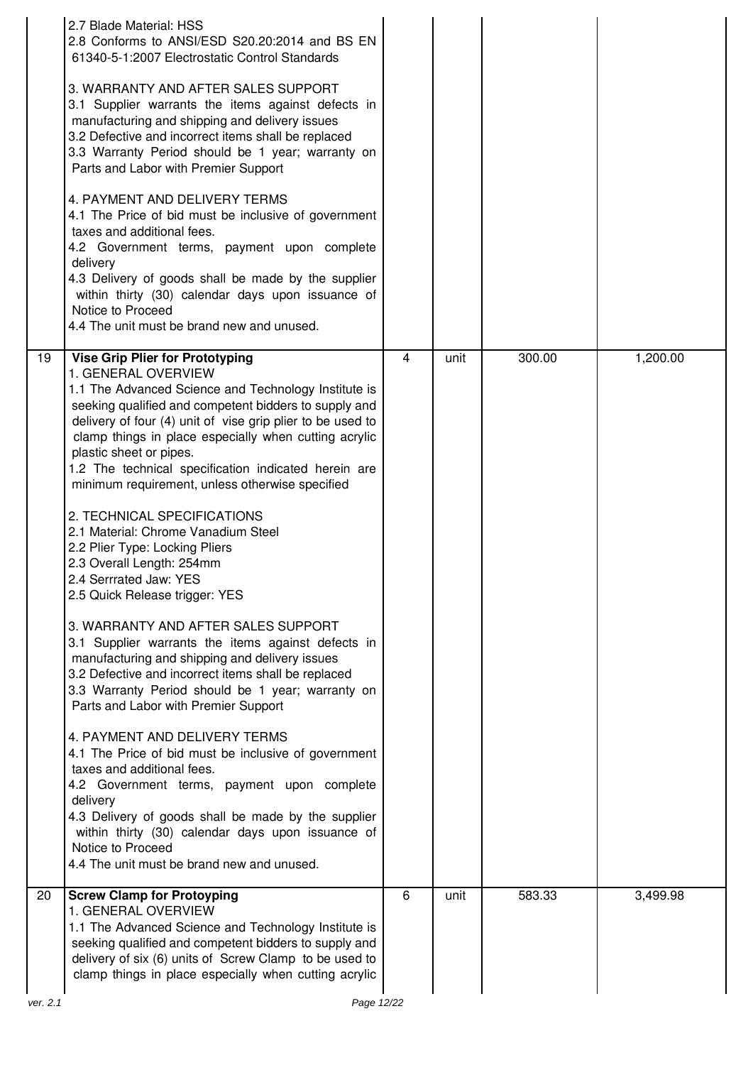| | | | | | |
|---|---|---|---|---|---|
| | 2.7 Blade Material: HSS<br>2.8 Conforms to ANSI/ESD S20.20:2014 and BS EN 61340-5-1:2007 Electrostatic Control Standards<br><br>3. WARRANTY AND AFTER SALES SUPPORT<br>3.1 Supplier warrants the items against defects in manufacturing and shipping and delivery issues<br>3.2 Defective and incorrect items shall be replaced<br>3.3 Warranty Period should be 1 year; warranty on Parts and Labor with Premier Support<br><br>4. PAYMENT AND DELIVERY TERMS<br>4.1 The Price of bid must be inclusive of government taxes and additional fees.<br>4.2 Government terms, payment upon complete delivery<br>4.3 Delivery of goods shall be made by the supplier within thirty (30) calendar days upon issuance of Notice to Proceed<br>4.4 The unit must be brand new and unused. | | | | |
| 19 | **Vise Grip Plier for Prototyping**<br>1. GENERAL OVERVIEW<br>1.1 The Advanced Science and Technology Institute is seeking qualified and competent bidders to supply and delivery of four (4) unit of vise grip plier to be used to clamp things in place especially when cutting acrylic plastic sheet or pipes.<br>1.2 The technical specification indicated herein are minimum requirement, unless otherwise specified<br><br>2. TECHNICAL SPECIFICATIONS<br>2.1 Material: Chrome Vanadium Steel<br>2.2 Plier Type: Locking Pliers<br>2.3 Overall Length: 254mm<br>2.4 Serrrated Jaw: YES<br>2.5 Quick Release trigger: YES<br><br>3. WARRANTY AND AFTER SALES SUPPORT<br>3.1 Supplier warrants the items against defects in manufacturing and shipping and delivery issues<br>3.2 Defective and incorrect items shall be replaced<br>3.3 Warranty Period should be 1 year; warranty on Parts and Labor with Premier Support<br><br>4. PAYMENT AND DELIVERY TERMS<br>4.1 The Price of bid must be inclusive of government taxes and additional fees.<br>4.2 Government terms, payment upon complete delivery<br>4.3 Delivery of goods shall be made by the supplier within thirty (30) calendar days upon issuance of Notice to Proceed<br>4.4 The unit must be brand new and unused. | 4 | unit | 300.00 | 1,200.00 |
| 20 | **Screw Clamp for Protoyping**<br>1. GENERAL OVERVIEW<br>1.1 The Advanced Science and Technology Institute is seeking qualified and competent bidders to supply and delivery of six (6) units of Screw Clamp to be used to clamp things in place especially when cutting acrylic | 6 | unit | 583.33 | 3,499.98 |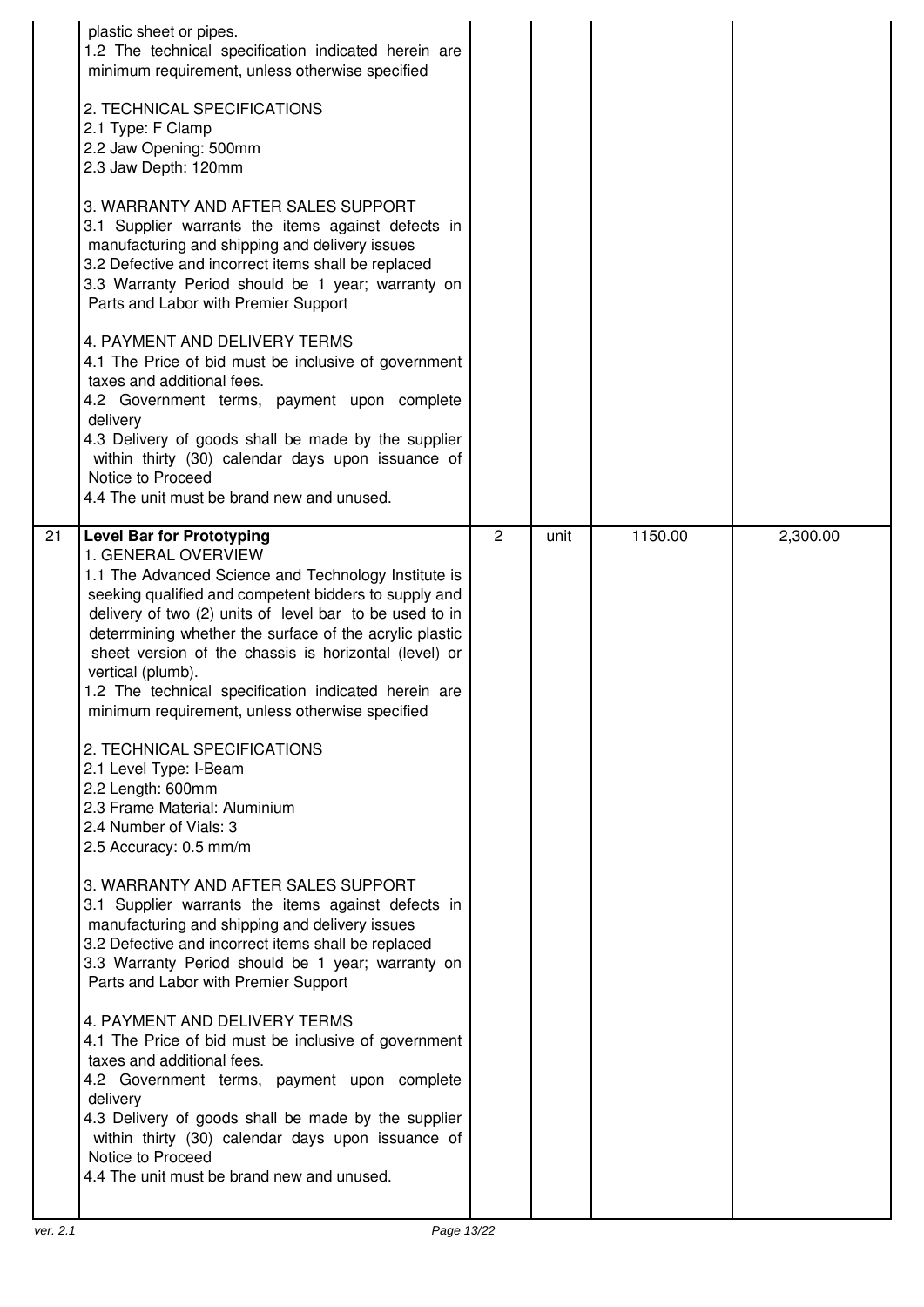| | | | | | |
|---|---|---|---|---|---|
| | plastic sheet or pipes.<br>1.2 The technical specification indicated herein are minimum requirement, unless otherwise specified<br><br>2. TECHNICAL SPECIFICATIONS<br>2.1 Type: F Clamp<br>2.2 Jaw Opening: 500mm<br>2.3 Jaw Depth: 120mm<br><br>3. WARRANTY AND AFTER SALES SUPPORT<br>3.1 Supplier warrants the items against defects in manufacturing and shipping and delivery issues<br>3.2 Defective and incorrect items shall be replaced<br>3.3 Warranty Period should be 1 year; warranty on Parts and Labor with Premier Support<br><br>4. PAYMENT AND DELIVERY TERMS<br>4.1 The Price of bid must be inclusive of government taxes and additional fees.<br>4.2 Government terms, payment upon complete delivery<br>4.3 Delivery of goods shall be made by the supplier within thirty (30) calendar days upon issuance of Notice to Proceed<br>4.4 The unit must be brand new and unused. | | | | |
| 21 | **Level Bar for Prototyping**<br>1. GENERAL OVERVIEW<br>1.1 The Advanced Science and Technology Institute is seeking qualified and competent bidders to supply and delivery of two (2) units of level bar to be used to in deterrmining whether the surface of the acrylic plastic sheet version of the chassis is horizontal (level) or vertical (plumb).<br>1.2 The technical specification indicated herein are minimum requirement, unless otherwise specified<br><br>2. TECHNICAL SPECIFICATIONS<br>2.1 Level Type: I-Beam<br>2.2 Length: 600mm<br>2.3 Frame Material: Aluminium<br>2.4 Number of Vials: 3<br>2.5 Accuracy: 0.5 mm/m<br><br>3. WARRANTY AND AFTER SALES SUPPORT<br>3.1 Supplier warrants the items against defects in manufacturing and shipping and delivery issues<br>3.2 Defective and incorrect items shall be replaced<br>3.3 Warranty Period should be 1 year; warranty on Parts and Labor with Premier Support<br><br>4. PAYMENT AND DELIVERY TERMS<br>4.1 The Price of bid must be inclusive of government taxes and additional fees.<br>4.2 Government terms, payment upon complete delivery<br>4.3 Delivery of goods shall be made by the supplier within thirty (30) calendar days upon issuance of Notice to Proceed<br>4.4 The unit must be brand new and unused. | 2 | unit | 1150.00 | 2,300.00 |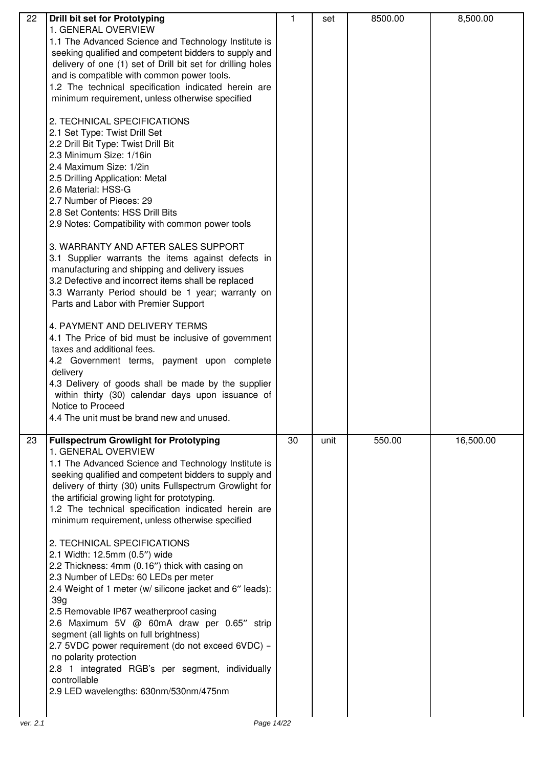| 22 | **Drill bit set for Prototyping**<br>1. GENERAL OVERVIEW<br>1.1 The Advanced Science and Technology Institute is seeking qualified and competent bidders to supply and delivery of one (1) set of Drill bit set for drilling holes and is compatible with common power tools.<br>1.2 The technical specification indicated herein are minimum requirement, unless otherwise specified<br><br>2. TECHNICAL SPECIFICATIONS<br>2.1 Set Type: Twist Drill Set<br>2.2 Drill Bit Type: Twist Drill Bit<br>2.3 Minimum Size: 1/16in<br>2.4 Maximum Size: 1/2in<br>2.5 Drilling Application: Metal<br>2.6 Material: HSS-G<br>2.7 Number of Pieces: 29<br>2.8 Set Contents: HSS Drill Bits<br>2.9 Notes: Compatibility with common power tools<br><br>3. WARRANTY AND AFTER SALES SUPPORT<br>3.1 Supplier warrants the items against defects in manufacturing and shipping and delivery issues<br>3.2 Defective and incorrect items shall be replaced<br>3.3 Warranty Period should be 1 year; warranty on Parts and Labor with Premier Support<br><br>4. PAYMENT AND DELIVERY TERMS<br>4.1 The Price of bid must be inclusive of government taxes and additional fees.<br>4.2 Government terms, payment upon complete delivery<br>4.3 Delivery of goods shall be made by the supplier within thirty (30) calendar days upon issuance of Notice to Proceed<br>4.4 The unit must be brand new and unused. | 1 | set | 8500.00 | 8,500.00 |
|---|---|---|---|---|---|
| 23 | **Fullspectrum Growlight for Prototyping**<br>1. GENERAL OVERVIEW<br>1.1 The Advanced Science and Technology Institute is seeking qualified and competent bidders to supply and delivery of thirty (30) units Fullspectrum Growlight for the artificial growing light for prototyping.<br>1.2 The technical specification indicated herein are minimum requirement, unless otherwise specified<br><br>2. TECHNICAL SPECIFICATIONS<br>2.1 Width: 12.5mm (0.5″) wide<br>2.2 Thickness: 4mm (0.16″) thick with casing on<br>2.3 Number of LEDs: 60 LEDs per meter<br>2.4 Weight of 1 meter (w/ silicone jacket and 6″ leads): 39g<br>2.5 Removable IP67 weatherproof casing<br>2.6 Maximum 5V @ 60mA draw per 0.65″ strip segment (all lights on full brightness)<br>2.7 5VDC power requirement (do not exceed 6VDC) – no polarity protection<br>2.8 1 integrated RGB's per segment, individually controllable<br>2.9 LED wavelengths: 630nm/530nm/475nm | 30 | unit | 550.00 | 16,500.00 |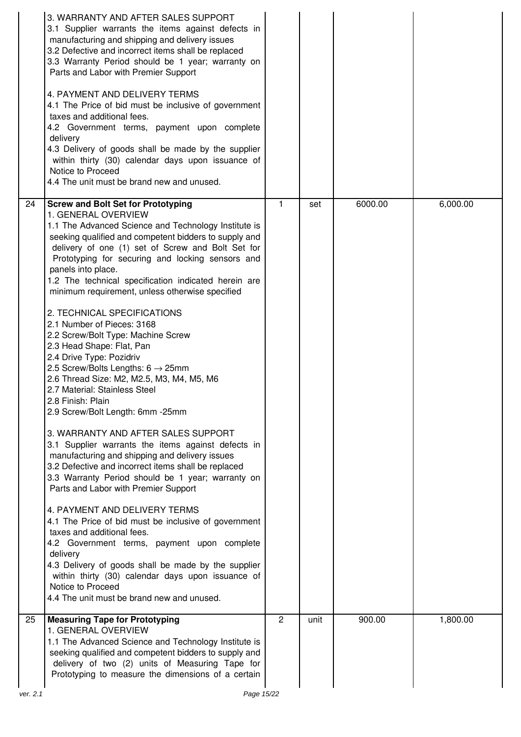|  |  |  |  |  |  |
|---|---|---|---|---|---|
|  | 3. WARRANTY AND AFTER SALES SUPPORT<br>3.1 Supplier warrants the items against defects in manufacturing and shipping and delivery issues<br>3.2 Defective and incorrect items shall be replaced<br>3.3 Warranty Period should be 1 year; warranty on Parts and Labor with Premier Support<br><br>4. PAYMENT AND DELIVERY TERMS<br>4.1 The Price of bid must be inclusive of government taxes and additional fees.<br>4.2 Government terms, payment upon complete delivery<br>4.3 Delivery of goods shall be made by the supplier within thirty (30) calendar days upon issuance of Notice to Proceed<br>4.4 The unit must be brand new and unused. |  |  |  |  |
| 24 | **Screw and Bolt Set for Prototyping**<br>1. GENERAL OVERVIEW<br>1.1 The Advanced Science and Technology Institute is seeking qualified and competent bidders to supply and delivery of one (1) set of Screw and Bolt Set for Prototyping for securing and locking sensors and panels into place.<br>1.2 The technical specification indicated herein are minimum requirement, unless otherwise specified<br><br>2. TECHNICAL SPECIFICATIONS<br>2.1 Number of Pieces: 3168<br>2.2 Screw/Bolt Type: Machine Screw<br>2.3 Head Shape: Flat, Pan<br>2.4 Drive Type: Pozidriv<br>2.5 Screw/Bolts Lengths: 6 → 25mm<br>2.6 Thread Size: M2, M2.5, M3, M4, M5, M6<br>2.7 Material: Stainless Steel<br>2.8 Finish: Plain<br>2.9 Screw/Bolt Length: 6mm -25mm<br><br>3. WARRANTY AND AFTER SALES SUPPORT<br>3.1 Supplier warrants the items against defects in manufacturing and shipping and delivery issues<br>3.2 Defective and incorrect items shall be replaced<br>3.3 Warranty Period should be 1 year; warranty on Parts and Labor with Premier Support<br><br>4. PAYMENT AND DELIVERY TERMS<br>4.1 The Price of bid must be inclusive of government taxes and additional fees.<br>4.2 Government terms, payment upon complete delivery<br>4.3 Delivery of goods shall be made by the supplier within thirty (30) calendar days upon issuance of Notice to Proceed<br>4.4 The unit must be brand new and unused. | 1 | set | 6000.00 | 6,000.00 |
| 25 | **Measuring Tape for Prototyping**<br>1. GENERAL OVERVIEW<br>1.1 The Advanced Science and Technology Institute is seeking qualified and competent bidders to supply and delivery of two (2) units of Measuring Tape for Prototyping to measure the dimensions of a certain | 2 | unit | 900.00 | 1,800.00 |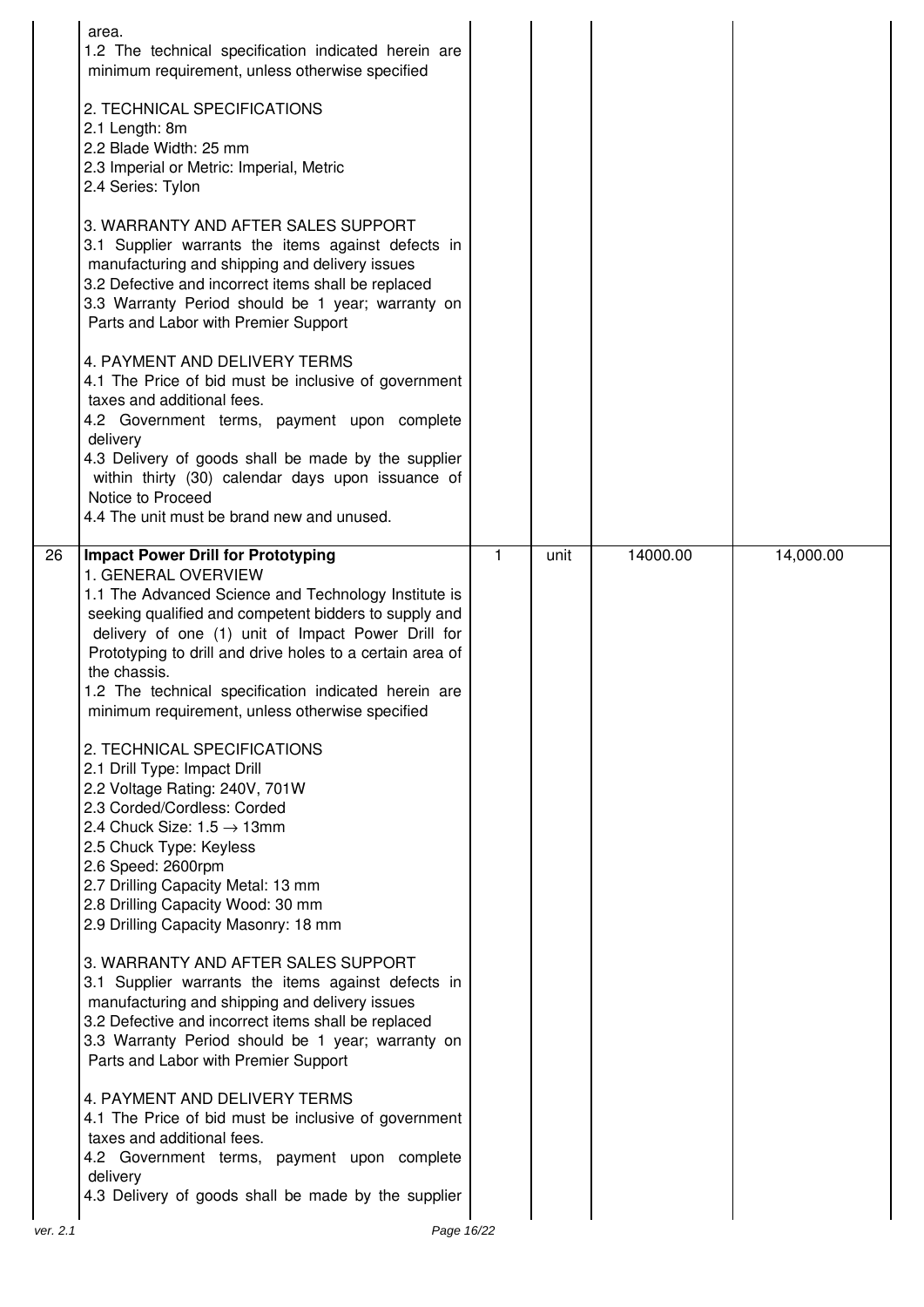| | | | | | |
|---|---|---|---|---|---|
| | area.<br>1.2 The technical specification indicated herein are minimum requirement, unless otherwise specified<br><br>2. TECHNICAL SPECIFICATIONS<br>2.1 Length: 8m<br>2.2 Blade Width: 25 mm<br>2.3 Imperial or Metric: Imperial, Metric<br>2.4 Series: Tylon<br><br>3. WARRANTY AND AFTER SALES SUPPORT<br>3.1 Supplier warrants the items against defects in manufacturing and shipping and delivery issues<br>3.2 Defective and incorrect items shall be replaced<br>3.3 Warranty Period should be 1 year; warranty on Parts and Labor with Premier Support<br><br>4. PAYMENT AND DELIVERY TERMS<br>4.1 The Price of bid must be inclusive of government taxes and additional fees.<br>4.2 Government terms, payment upon complete delivery<br>4.3 Delivery of goods shall be made by the supplier within thirty (30) calendar days upon issuance of Notice to Proceed<br>4.4 The unit must be brand new and unused. | | | | |
| 26 | **Impact Power Drill for Prototyping**<br>1. GENERAL OVERVIEW<br>1.1 The Advanced Science and Technology Institute is seeking qualified and competent bidders to supply and delivery of one (1) unit of Impact Power Drill for Prototyping to drill and drive holes to a certain area of the chassis.<br>1.2 The technical specification indicated herein are minimum requirement, unless otherwise specified<br><br>2. TECHNICAL SPECIFICATIONS<br>2.1 Drill Type: Impact Drill<br>2.2 Voltage Rating: 240V, 701W<br>2.3 Corded/Cordless: Corded<br>2.4 Chuck Size: 1.5 → 13mm<br>2.5 Chuck Type: Keyless<br>2.6 Speed: 2600rpm<br>2.7 Drilling Capacity Metal: 13 mm<br>2.8 Drilling Capacity Wood: 30 mm<br>2.9 Drilling Capacity Masonry: 18 mm<br><br>3. WARRANTY AND AFTER SALES SUPPORT<br>3.1 Supplier warrants the items against defects in manufacturing and shipping and delivery issues<br>3.2 Defective and incorrect items shall be replaced<br>3.3 Warranty Period should be 1 year; warranty on Parts and Labor with Premier Support<br><br>4. PAYMENT AND DELIVERY TERMS<br>4.1 The Price of bid must be inclusive of government taxes and additional fees.<br>4.2 Government terms, payment upon complete delivery<br>4.3 Delivery of goods shall be made by the supplier | 1 | unit | 14000.00 | 14,000.00 |

ver. 2.1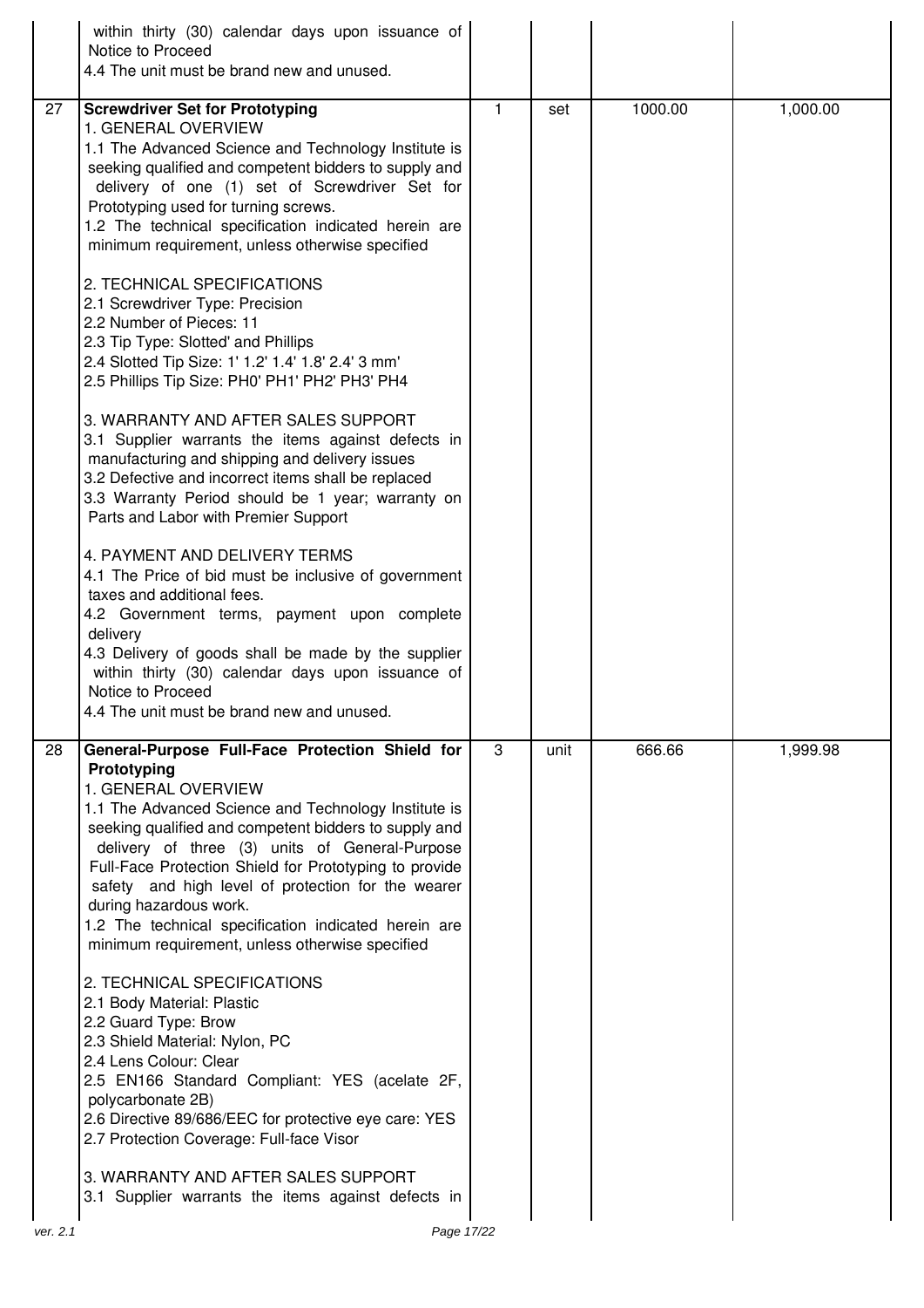| | | | | | |
|---|---|---|---|---|---|
| | within thirty (30) calendar days upon issuance of Notice to Proceed<br>4.4 The unit must be brand new and unused. | | | | |
| 27 | **Screwdriver Set for Prototyping**<br>1. GENERAL OVERVIEW<br>1.1 The Advanced Science and Technology Institute is seeking qualified and competent bidders to supply and delivery of one (1) set of Screwdriver Set for Prototyping used for turning screws.<br>1.2 The technical specification indicated herein are minimum requirement, unless otherwise specified<br><br>2. TECHNICAL SPECIFICATIONS<br>2.1 Screwdriver Type: Precision<br>2.2 Number of Pieces: 11<br>2.3 Tip Type: Slotted' and Phillips<br>2.4 Slotted Tip Size: 1' 1.2' 1.4' 1.8' 2.4' 3 mm'<br>2.5 Phillips Tip Size: PH0' PH1' PH2' PH3' PH4<br><br>3. WARRANTY AND AFTER SALES SUPPORT<br>3.1 Supplier warrants the items against defects in manufacturing and shipping and delivery issues<br>3.2 Defective and incorrect items shall be replaced<br>3.3 Warranty Period should be 1 year; warranty on Parts and Labor with Premier Support<br><br>4. PAYMENT AND DELIVERY TERMS<br>4.1 The Price of bid must be inclusive of government taxes and additional fees.<br>4.2 Government terms, payment upon complete delivery<br>4.3 Delivery of goods shall be made by the supplier within thirty (30) calendar days upon issuance of Notice to Proceed<br>4.4 The unit must be brand new and unused. | 1 | set | 1000.00 | 1,000.00 |
| 28 | **General-Purpose Full-Face Protection Shield for Prototyping**<br>1. GENERAL OVERVIEW<br>1.1 The Advanced Science and Technology Institute is seeking qualified and competent bidders to supply and delivery of three (3) units of General-Purpose Full-Face Protection Shield for Prototyping to provide safety and high level of protection for the wearer during hazardous work.<br>1.2 The technical specification indicated herein are minimum requirement, unless otherwise specified<br><br>2. TECHNICAL SPECIFICATIONS<br>2.1 Body Material: Plastic<br>2.2 Guard Type: Brow<br>2.3 Shield Material: Nylon, PC<br>2.4 Lens Colour: Clear<br>2.5 EN166 Standard Compliant: YES (acelate 2F, polycarbonate 2B)<br>2.6 Directive 89/686/EEC for protective eye care: YES<br>2.7 Protection Coverage: Full-face Visor<br><br>3. WARRANTY AND AFTER SALES SUPPORT<br>3.1 Supplier warrants the items against defects in | 3 | unit | 666.66 | 1,999.98 |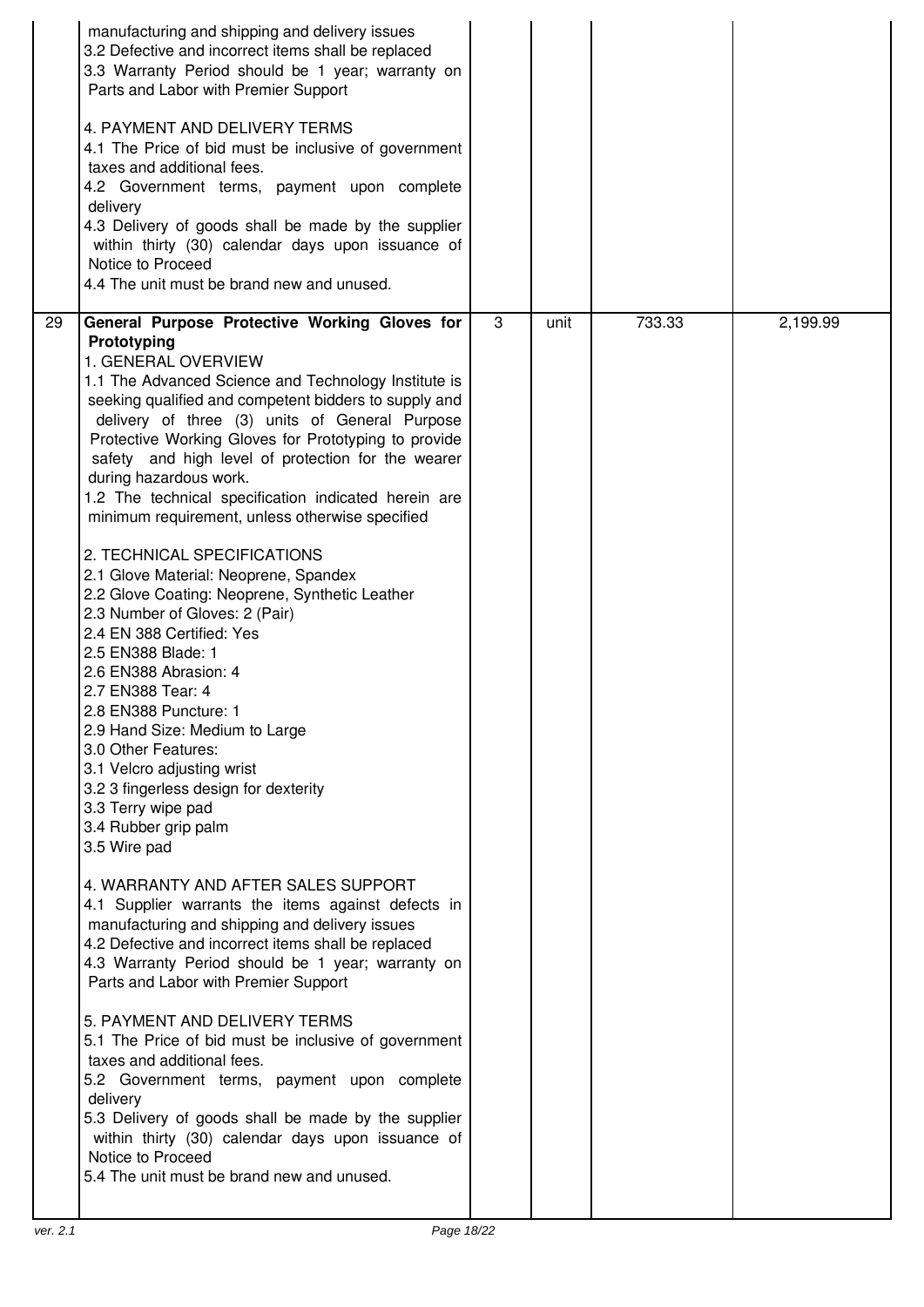| | | | | | |
|---|---|---|---|---|---|
| | manufacturing and shipping and delivery issues<br>3.2 Defective and incorrect items shall be replaced<br>3.3 Warranty Period should be 1 year; warranty on Parts and Labor with Premier Support<br><br>4. PAYMENT AND DELIVERY TERMS<br>4.1 The Price of bid must be inclusive of government taxes and additional fees.<br>4.2 Government terms, payment upon complete delivery<br>4.3 Delivery of goods shall be made by the supplier within thirty (30) calendar days upon issuance of Notice to Proceed<br>4.4 The unit must be brand new and unused. | | | | |
| 29 | **General Purpose Protective Working Gloves for Prototyping**<br>1. GENERAL OVERVIEW<br>1.1 The Advanced Science and Technology Institute is seeking qualified and competent bidders to supply and delivery of three (3) units of General Purpose Protective Working Gloves for Prototyping to provide safety and high level of protection for the wearer during hazardous work.<br>1.2 The technical specification indicated herein are minimum requirement, unless otherwise specified<br><br>2. TECHNICAL SPECIFICATIONS<br>2.1 Glove Material: Neoprene, Spandex<br>2.2 Glove Coating: Neoprene, Synthetic Leather<br>2.3 Number of Gloves: 2 (Pair)<br>2.4 EN 388 Certified: Yes<br>2.5 EN388 Blade: 1<br>2.6 EN388 Abrasion: 4<br>2.7 EN388 Tear: 4<br>2.8 EN388 Puncture: 1<br>2.9 Hand Size: Medium to Large<br>3.0 Other Features:<br>3.1 Velcro adjusting wrist<br>3.2 3 fingerless design for dexterity<br>3.3 Terry wipe pad<br>3.4 Rubber grip palm<br>3.5 Wire pad<br><br>4. WARRANTY AND AFTER SALES SUPPORT<br>4.1 Supplier warrants the items against defects in manufacturing and shipping and delivery issues<br>4.2 Defective and incorrect items shall be replaced<br>4.3 Warranty Period should be 1 year; warranty on Parts and Labor with Premier Support<br><br>5. PAYMENT AND DELIVERY TERMS<br>5.1 The Price of bid must be inclusive of government taxes and additional fees.<br>5.2 Government terms, payment upon complete delivery<br>5.3 Delivery of goods shall be made by the supplier within thirty (30) calendar days upon issuance of Notice to Proceed<br>5.4 The unit must be brand new and unused. | 3 | unit | 733.33 | 2,199.99 |

ver. 2.1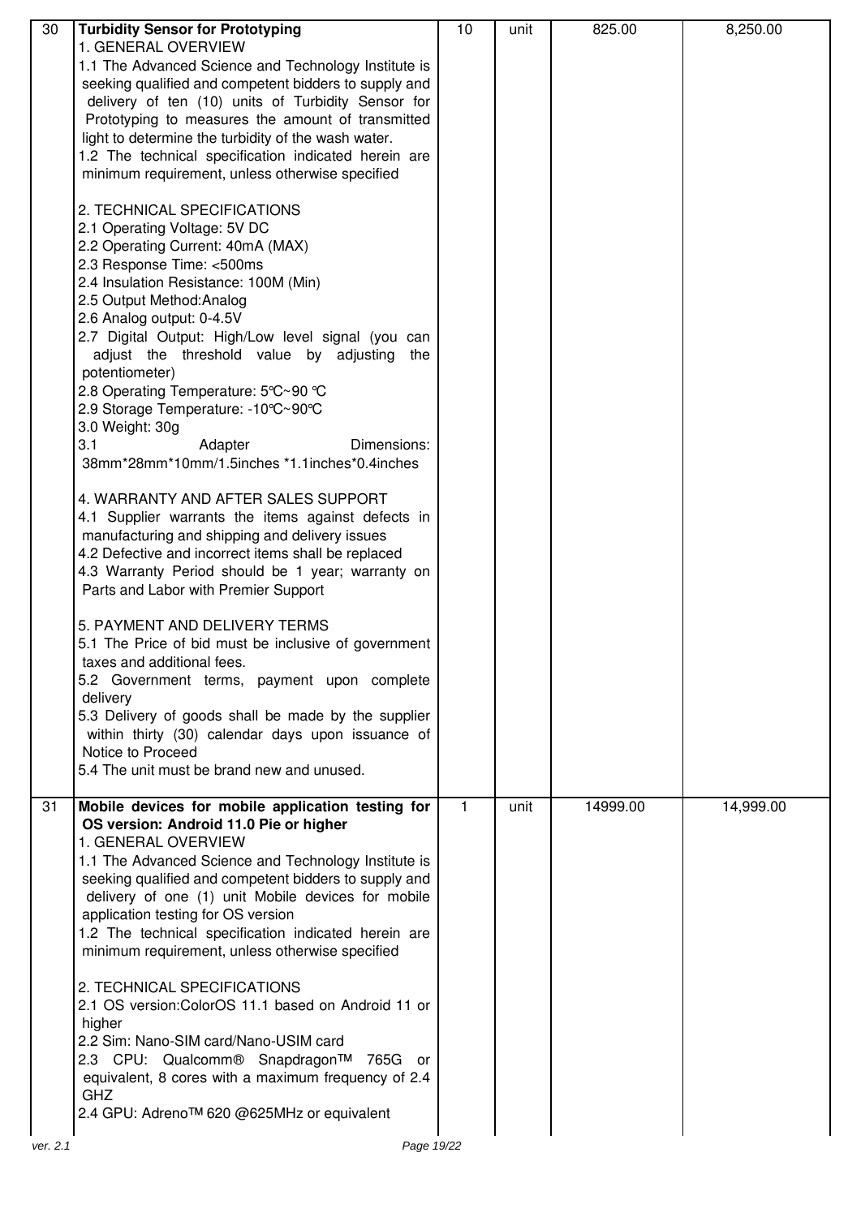| 30 | **Turbidity Sensor for Prototyping**<br>1. GENERAL OVERVIEW<br>1.1 The Advanced Science and Technology Institute is seeking qualified and competent bidders to supply and delivery of ten (10) units of Turbidity Sensor for Prototyping to measures the amount of transmitted light to determine the turbidity of the wash water.<br>1.2 The technical specification indicated herein are minimum requirement, unless otherwise specified<br><br>2. TECHNICAL SPECIFICATIONS<br>2.1 Operating Voltage: 5V DC<br>2.2 Operating Current: 40mA (MAX)<br>2.3 Response Time: <500ms<br>2.4 Insulation Resistance: 100M (Min)<br>2.5 Output Method:Analog<br>2.6 Analog output: 0-4.5V<br>2.7 Digital Output: High/Low level signal (you can adjust the threshold value by adjusting the potentiometer)<br>2.8 Operating Temperature: 5℃~90 ℃<br>2.9 Storage Temperature: -10℃~90℃<br>3.0 Weight: 30g<br>3.1 Adapter Dimensions: 38mm*28mm*10mm/1.5inches *1.1inches*0.4inches<br><br>4. WARRANTY AND AFTER SALES SUPPORT<br>4.1 Supplier warrants the items against defects in manufacturing and shipping and delivery issues<br>4.2 Defective and incorrect items shall be replaced<br>4.3 Warranty Period should be 1 year; warranty on Parts and Labor with Premier Support<br><br>5. PAYMENT AND DELIVERY TERMS<br>5.1 The Price of bid must be inclusive of government taxes and additional fees.<br>5.2 Government terms, payment upon complete delivery<br>5.3 Delivery of goods shall be made by the supplier within thirty (30) calendar days upon issuance of Notice to Proceed<br>5.4 The unit must be brand new and unused. | 10 | unit | 825.00 | 8,250.00 |
|---|---|---|---|---|---|
| 31 | **Mobile devices for mobile application testing for OS version: Android 11.0 Pie or higher**<br>1. GENERAL OVERVIEW<br>1.1 The Advanced Science and Technology Institute is seeking qualified and competent bidders to supply and delivery of one (1) unit Mobile devices for mobile application testing for OS version<br>1.2 The technical specification indicated herein are minimum requirement, unless otherwise specified<br><br>2. TECHNICAL SPECIFICATIONS<br>2.1 OS version:ColorOS 11.1 based on Android 11 or higher<br>2.2 Sim: Nano-SIM card/Nano-USIM card<br>2.3 CPU: Qualcomm® Snapdragon™ 765G or equivalent, 8 cores with a maximum frequency of 2.4 GHZ<br>2.4 GPU: Adreno™ 620 @625MHz or equivalent | 1 | unit | 14999.00 | 14,999.00 |

ver. 2.1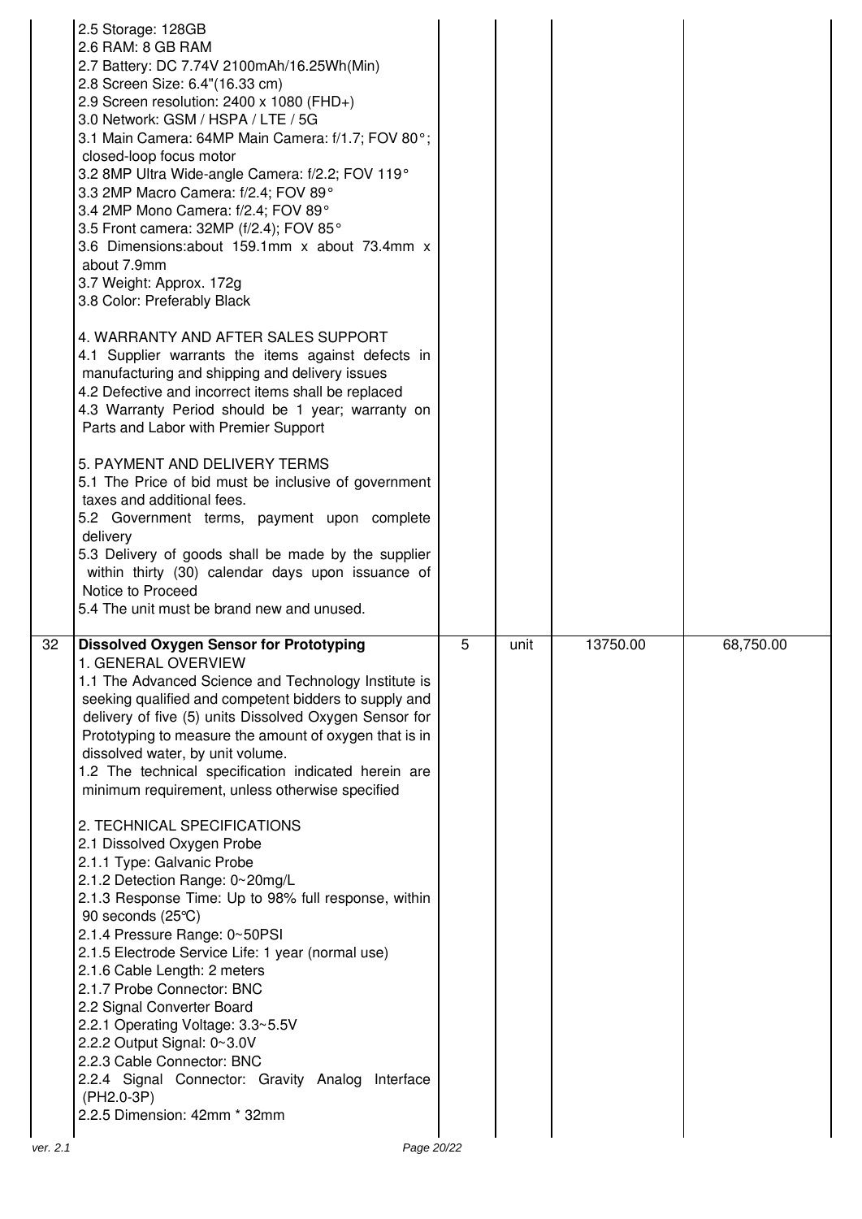| | | | | | |
|---|---|---|---|---|---|
| | 2.5 Storage: 128GB<br>2.6 RAM: 8 GB RAM<br>2.7 Battery: DC 7.74V 2100mAh/16.25Wh(Min)<br>2.8 Screen Size: 6.4"(16.33 cm)<br>2.9 Screen resolution: 2400 x 1080 (FHD+)<br>3.0 Network: GSM / HSPA / LTE / 5G<br>3.1 Main Camera: 64MP Main Camera: f/1.7; FOV 80°; closed-loop focus motor<br>3.2 8MP Ultra Wide-angle Camera: f/2.2; FOV 119°<br>3.3 2MP Macro Camera: f/2.4; FOV 89°<br>3.4 2MP Mono Camera: f/2.4; FOV 89°<br>3.5 Front camera: 32MP (f/2.4); FOV 85°<br>3.6 Dimensions:about 159.1mm x about 73.4mm x about 7.9mm<br>3.7 Weight: Approx. 172g<br>3.8 Color: Preferably Black<br><br>4. WARRANTY AND AFTER SALES SUPPORT<br>4.1 Supplier warrants the items against defects in manufacturing and shipping and delivery issues<br>4.2 Defective and incorrect items shall be replaced<br>4.3 Warranty Period should be 1 year; warranty on Parts and Labor with Premier Support<br><br>5. PAYMENT AND DELIVERY TERMS<br>5.1 The Price of bid must be inclusive of government taxes and additional fees.<br>5.2 Government terms, payment upon complete delivery<br>5.3 Delivery of goods shall be made by the supplier within thirty (30) calendar days upon issuance of Notice to Proceed<br>5.4 The unit must be brand new and unused. | | | | |
| 32 | **Dissolved Oxygen Sensor for Prototyping**<br>1. GENERAL OVERVIEW<br>1.1 The Advanced Science and Technology Institute is seeking qualified and competent bidders to supply and delivery of five (5) units Dissolved Oxygen Sensor for Prototyping to measure the amount of oxygen that is in dissolved water, by unit volume.<br>1.2 The technical specification indicated herein are minimum requirement, unless otherwise specified<br><br>2. TECHNICAL SPECIFICATIONS<br>2.1 Dissolved Oxygen Probe<br>2.1.1 Type: Galvanic Probe<br>2.1.2 Detection Range: 0~20mg/L<br>2.1.3 Response Time: Up to 98% full response, within 90 seconds (25℃)<br>2.1.4 Pressure Range: 0~50PSI<br>2.1.5 Electrode Service Life: 1 year (normal use)<br>2.1.6 Cable Length: 2 meters<br>2.1.7 Probe Connector: BNC<br>2.2 Signal Converter Board<br>2.2.1 Operating Voltage: 3.3~5.5V<br>2.2.2 Output Signal: 0~3.0V<br>2.2.3 Cable Connector: BNC<br>2.2.4 Signal Connector: Gravity Analog Interface (PH2.0-3P)<br>2.2.5 Dimension: 42mm * 32mm | 5 | unit | 13750.00 | 68,750.00 |

ver. 2.1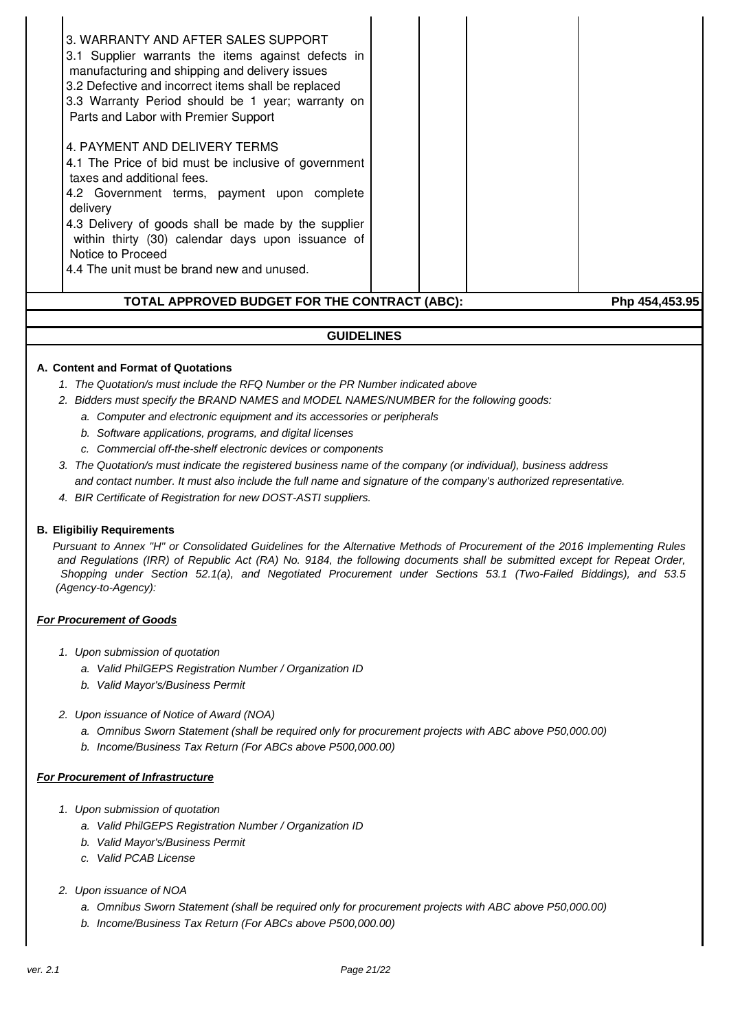| | | | | |
|---|---|---|---|---|
| 3. WARRANTY AND AFTER SALES SUPPORT<br>3.1 Supplier warrants the items against defects in manufacturing and shipping and delivery issues<br>3.2 Defective and incorrect items shall be replaced<br>3.3 Warranty Period should be 1 year; warranty on Parts and Labor with Premier Support<br><br>4. PAYMENT AND DELIVERY TERMS<br>4.1 The Price of bid must be inclusive of government taxes and additional fees.<br>4.2 Government terms, payment upon complete delivery<br>4.3 Delivery of goods shall be made by the supplier within thirty (30) calendar days upon issuance of Notice to Proceed<br>4.4 The unit must be brand new and unused. | | | | |
| **TOTAL APPROVED BUDGET FOR THE CONTRACT (ABC):** | | | | **Php 454,453.95** |

## GUIDELINES

**A. Content and Format of Quotations**

1. *The Quotation/s must include the RFQ Number or the PR Number indicated above*
2. *Bidders must specify the BRAND NAMES and MODEL NAMES/NUMBER for the following goods:*
   a. *Computer and electronic equipment and its accessories or peripherals*
   b. *Software applications, programs, and digital licenses*
   c. *Commercial off-the-shelf electronic devices or components*
3. *The Quotation/s must indicate the registered business name of the company (or individual), business address and contact number. It must also include the full name and signature of the company's authorized representative.*
4. *BIR Certificate of Registration for new DOST-ASTI suppliers.*

**B. Eligibiliy Requirements**

*Pursuant to Annex "H" or Consolidated Guidelines for the Alternative Methods of Procurement of the 2016 Implementing Rules and Regulations (IRR) of Republic Act (RA) No. 9184, the following documents shall be submitted except for Repeat Order, Shopping under Section 52.1(a), and Negotiated Procurement under Sections 53.1 (Two-Failed Biddings), and 53.5 (Agency-to-Agency):*

***For Procurement of Goods***

1. *Upon submission of quotation*
   a. *Valid PhilGEPS Registration Number / Organization ID*
   b. *Valid Mayor's/Business Permit*

2. *Upon issuance of Notice of Award (NOA)*
   a. *Omnibus Sworn Statement (shall be required only for procurement projects with ABC above P50,000.00)*
   b. *Income/Business Tax Return (For ABCs above P500,000.00)*

***For Procurement of Infrastructure***

1. *Upon submission of quotation*
   a. *Valid PhilGEPS Registration Number / Organization ID*
   b. *Valid Mayor's/Business Permit*
   c. *Valid PCAB License*

2. *Upon issuance of NOA*
   a. *Omnibus Sworn Statement (shall be required only for procurement projects with ABC above P50,000.00)*
   b. *Income/Business Tax Return (For ABCs above P500,000.00)*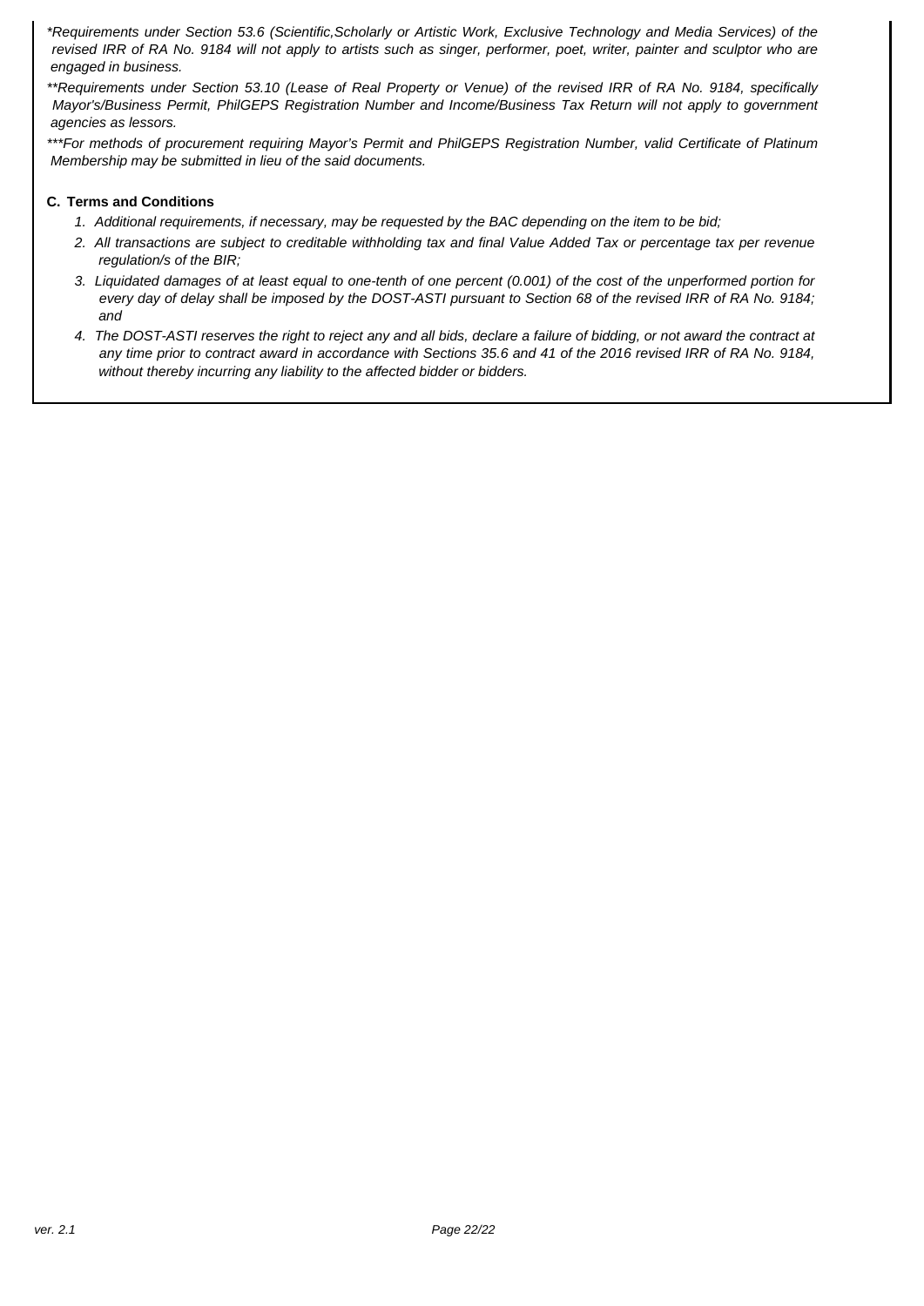*\*Requirements under Section 53.6 (Scientific,Scholarly or Artistic Work, Exclusive Technology and Media Services) of the revised IRR of RA No. 9184 will not apply to artists such as singer, performer, poet, writer, painter and sculptor who are engaged in business.*

*\*\*Requirements under Section 53.10 (Lease of Real Property or Venue) of the revised IRR of RA No. 9184, specifically Mayor's/Business Permit, PhilGEPS Registration Number and Income/Business Tax Return will not apply to government agencies as lessors.*

*\*\*\*For methods of procurement requiring Mayor's Permit and PhilGEPS Registration Number, valid Certificate of Platinum Membership may be submitted in lieu of the said documents.*

**C. Terms and Conditions**

1. *Additional requirements, if necessary, may be requested by the BAC depending on the item to be bid;*
2. *All transactions are subject to creditable withholding tax and final Value Added Tax or percentage tax per revenue regulation/s of the BIR;*
3. *Liquidated damages of at least equal to one-tenth of one percent (0.001) of the cost of the unperformed portion for every day of delay shall be imposed by the DOST-ASTI pursuant to Section 68 of the revised IRR of RA No. 9184; and*
4. *The DOST-ASTI reserves the right to reject any and all bids, declare a failure of bidding, or not award the contract at any time prior to contract award in accordance with Sections 35.6 and 41 of the 2016 revised IRR of RA No. 9184, without thereby incurring any liability to the affected bidder or bidders.*